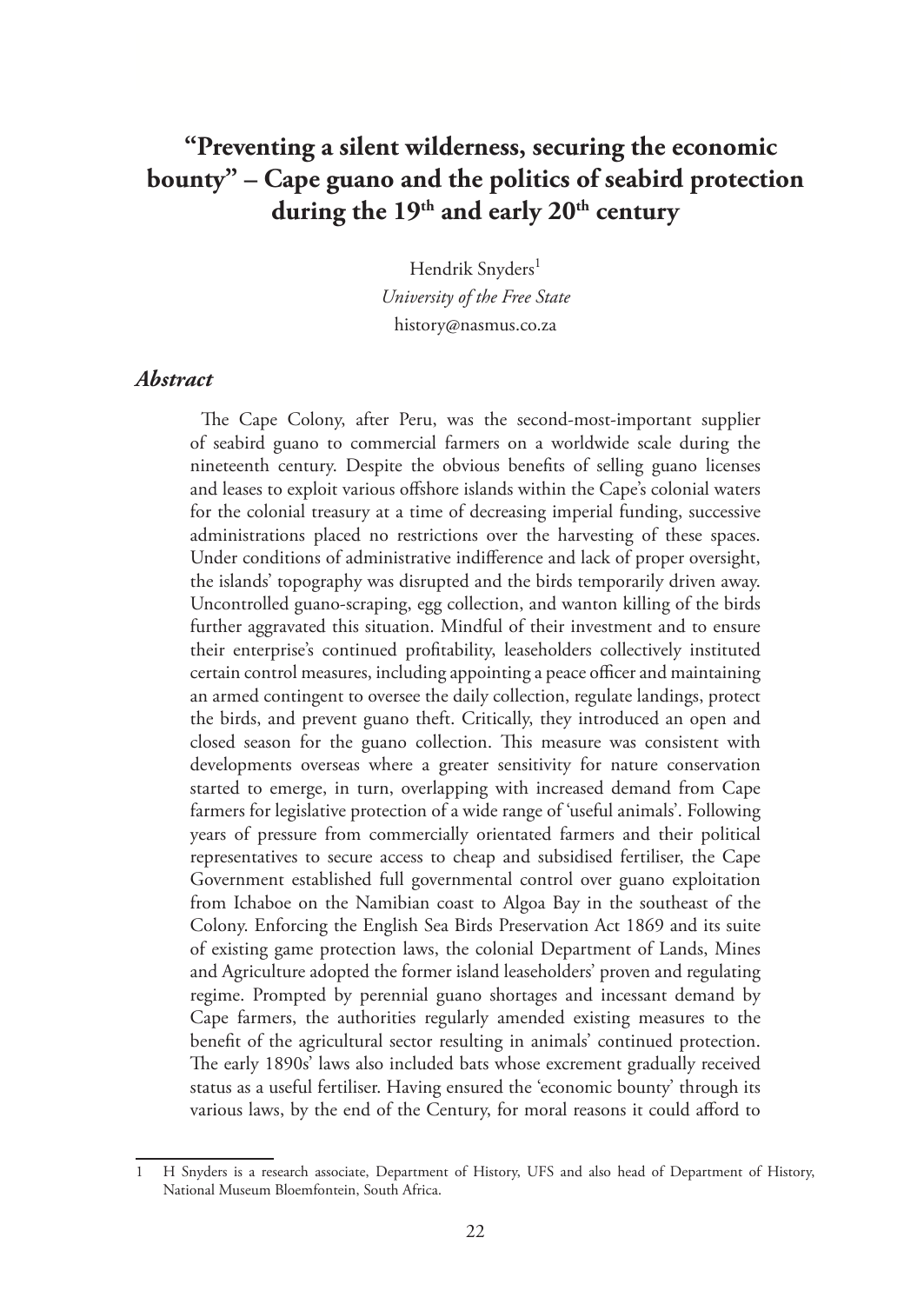# "Preventing a silent wilderness, securing the economic bounty" – Cape guano and the politics of seabird protection during the 19th and early 20th century

Hendrik Snyders[1]
*University of the Free State*
history@nasmus.co.za

## *Abstract*

The Cape Colony, after Peru, was the second-most-important supplier of seabird guano to commercial farmers on a worldwide scale during the nineteenth century. Despite the obvious benefits of selling guano licenses and leases to exploit various offshore islands within the Cape's colonial waters for the colonial treasury at a time of decreasing imperial funding, successive administrations placed no restrictions over the harvesting of these spaces. Under conditions of administrative indifference and lack of proper oversight, the islands' topography was disrupted and the birds temporarily driven away. Uncontrolled guano-scraping, egg collection, and wanton killing of the birds further aggravated this situation. Mindful of their investment and to ensure their enterprise's continued profitability, leaseholders collectively instituted certain control measures, including appointing a peace officer and maintaining an armed contingent to oversee the daily collection, regulate landings, protect the birds, and prevent guano theft. Critically, they introduced an open and closed season for the guano collection. This measure was consistent with developments overseas where a greater sensitivity for nature conservation started to emerge, in turn, overlapping with increased demand from Cape farmers for legislative protection of a wide range of 'useful animals'. Following years of pressure from commercially orientated farmers and their political representatives to secure access to cheap and subsidised fertiliser, the Cape Government established full governmental control over guano exploitation from Ichaboe on the Namibian coast to Algoa Bay in the southeast of the Colony. Enforcing the English Sea Birds Preservation Act 1869 and its suite of existing game protection laws, the colonial Department of Lands, Mines and Agriculture adopted the former island leaseholders' proven and regulating regime. Prompted by perennial guano shortages and incessant demand by Cape farmers, the authorities regularly amended existing measures to the benefit of the agricultural sector resulting in animals' continued protection. The early 1890s' laws also included bats whose excrement gradually received status as a useful fertiliser. Having ensured the 'economic bounty' through its various laws, by the end of the Century, for moral reasons it could afford to

---

[1] H Snyders is a research associate, Department of History, UFS and also head of Department of History, National Museum Bloemfontein, South Africa.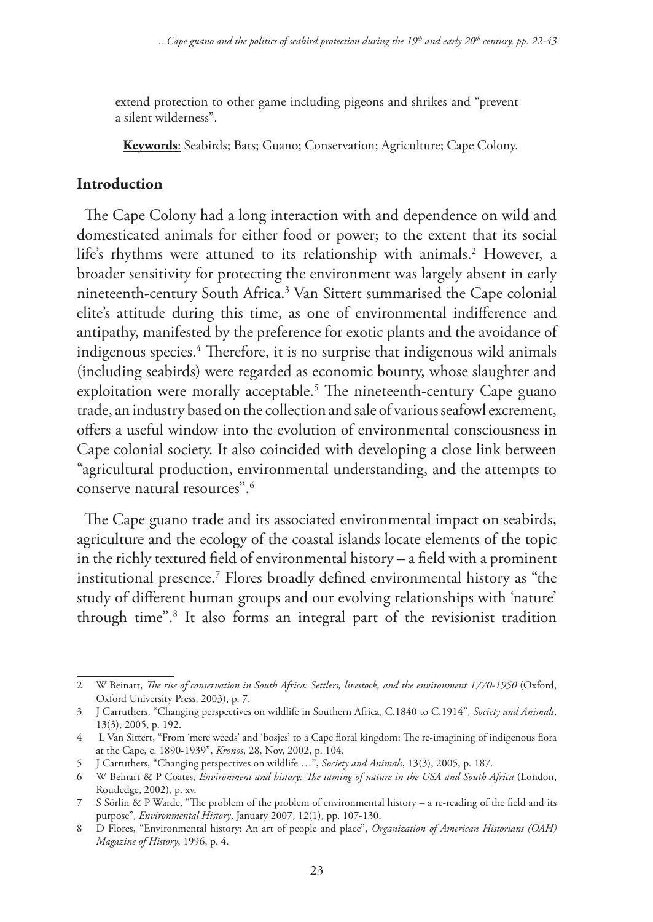extend protection to other game including pigeons and shrikes and "prevent a silent wilderness".

**Keywords**: Seabirds; Bats; Guano; Conservation; Agriculture; Cape Colony.

## Introduction

The Cape Colony had a long interaction with and dependence on wild and domesticated animals for either food or power; to the extent that its social life's rhythms were attuned to its relationship with animals.[2] However, a broader sensitivity for protecting the environment was largely absent in early nineteenth-century South Africa.[3] Van Sittert summarised the Cape colonial elite's attitude during this time, as one of environmental indifference and antipathy, manifested by the preference for exotic plants and the avoidance of indigenous species.[4] Therefore, it is no surprise that indigenous wild animals (including seabirds) were regarded as economic bounty, whose slaughter and exploitation were morally acceptable.[5] The nineteenth-century Cape guano trade, an industry based on the collection and sale of various seafowl excrement, offers a useful window into the evolution of environmental consciousness in Cape colonial society. It also coincided with developing a close link between "agricultural production, environmental understanding, and the attempts to conserve natural resources".[6]

The Cape guano trade and its associated environmental impact on seabirds, agriculture and the ecology of the coastal islands locate elements of the topic in the richly textured field of environmental history – a field with a prominent institutional presence.[7] Flores broadly defined environmental history as "the study of different human groups and our evolving relationships with 'nature' through time".[8] It also forms an integral part of the revisionist tradition

---

2 W Beinart, *The rise of conservation in South Africa: Settlers, livestock, and the environment 1770-1950* (Oxford, Oxford University Press, 2003), p. 7.

3 J Carruthers, "Changing perspectives on wildlife in Southern Africa, C.1840 to C.1914", *Society and Animals*, 13(3), 2005, p. 192.

4 L Van Sittert, "From 'mere weeds' and 'bosjes' to a Cape floral kingdom: The re-imagining of indigenous flora at the Cape, c. 1890-1939", *Kronos*, 28, Nov, 2002, p. 104.

5 J Carruthers, "Changing perspectives on wildlife …", *Society and Animals*, 13(3), 2005, p. 187.

6 W Beinart & P Coates, *Environment and history: The taming of nature in the USA and South Africa* (London, Routledge, 2002), p. xv.

7 S Sörlin & P Warde, "The problem of the problem of environmental history – a re-reading of the field and its purpose", *Environmental History*, January 2007, 12(1), pp. 107-130.

8 D Flores, "Environmental history: An art of people and place", *Organization of American Historians (OAH) Magazine of History*, 1996, p. 4.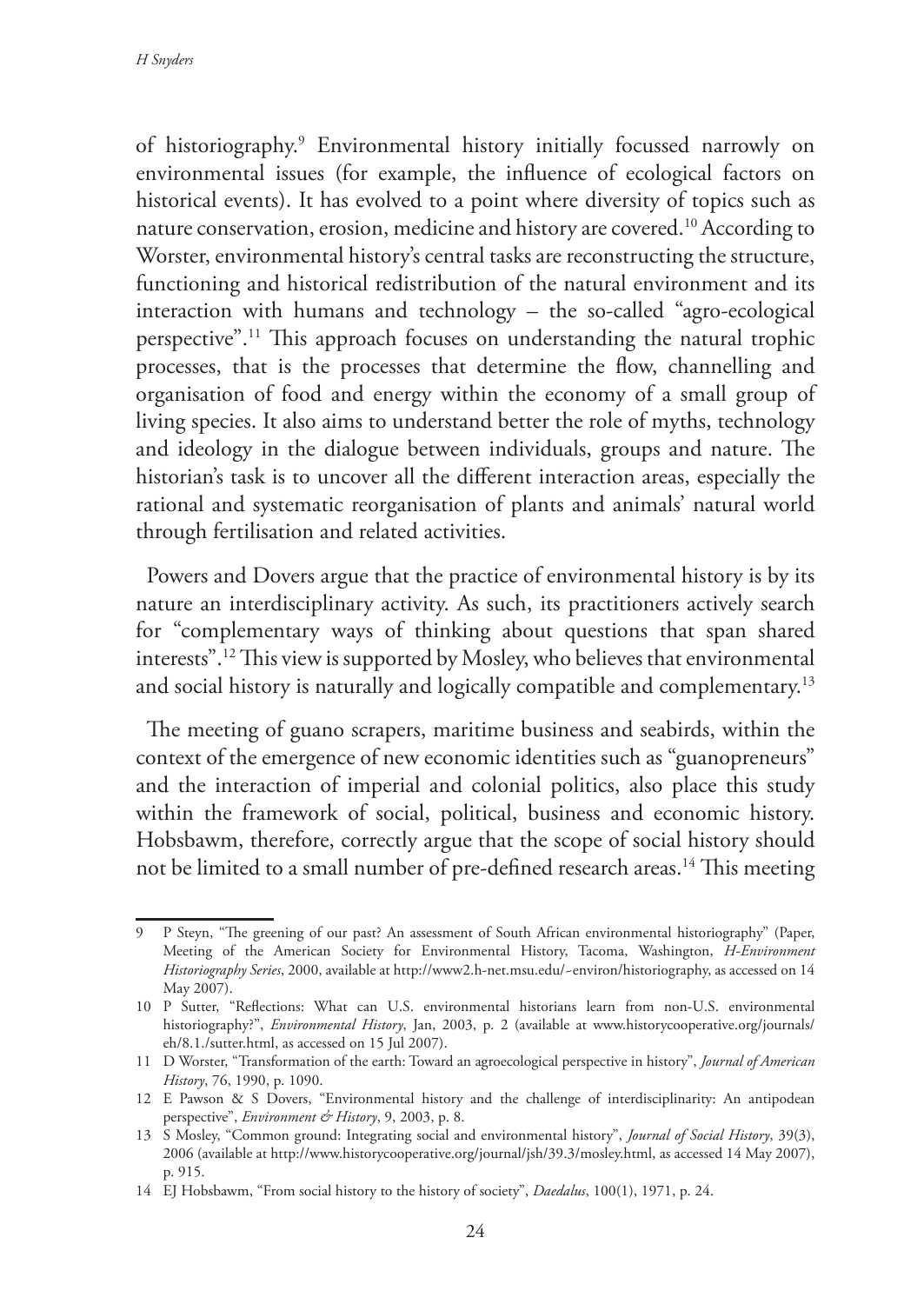of historiography.[9] Environmental history initially focussed narrowly on environmental issues (for example, the influence of ecological factors on historical events). It has evolved to a point where diversity of topics such as nature conservation, erosion, medicine and history are covered.[10] According to Worster, environmental history's central tasks are reconstructing the structure, functioning and historical redistribution of the natural environment and its interaction with humans and technology – the so-called "agro-ecological perspective".[11] This approach focuses on understanding the natural trophic processes, that is the processes that determine the flow, channelling and organisation of food and energy within the economy of a small group of living species. It also aims to understand better the role of myths, technology and ideology in the dialogue between individuals, groups and nature. The historian's task is to uncover all the different interaction areas, especially the rational and systematic reorganisation of plants and animals' natural world through fertilisation and related activities.

Powers and Dovers argue that the practice of environmental history is by its nature an interdisciplinary activity. As such, its practitioners actively search for "complementary ways of thinking about questions that span shared interests".[12] This view is supported by Mosley, who believes that environmental and social history is naturally and logically compatible and complementary.[13]

The meeting of guano scrapers, maritime business and seabirds, within the context of the emergence of new economic identities such as "guanopreneurs" and the interaction of imperial and colonial politics, also place this study within the framework of social, political, business and economic history. Hobsbawm, therefore, correctly argue that the scope of social history should not be limited to a small number of pre-defined research areas.[14] This meeting

---

9 P Steyn, "The greening of our past? An assessment of South African environmental historiography" (Paper, Meeting of the American Society for Environmental History, Tacoma, Washington, *H-Environment Historiography Series*, 2000, available at http://www2.h-net.msu.edu/~environ/historiography, as accessed on 14 May 2007).

10 P Sutter, "Reflections: What can U.S. environmental historians learn from non-U.S. environmental historiography?", *Environmental History*, Jan, 2003, p. 2 (available at www.historycooperative.org/journals/eh/8.1./sutter.html, as accessed on 15 Jul 2007).

11 D Worster, "Transformation of the earth: Toward an agroecological perspective in history", *Journal of American History*, 76, 1990, p. 1090.

12 E Pawson & S Dovers, "Environmental history and the challenge of interdisciplinarity: An antipodean perspective", *Environment & History*, 9, 2003, p. 8.

13 S Mosley, "Common ground: Integrating social and environmental history", *Journal of Social History*, 39(3), 2006 (available at http://www.historycooperative.org/journal/jsh/39.3/mosley.html, as accessed 14 May 2007), p. 915.

14 EJ Hobsbawm, "From social history to the history of society", *Daedalus*, 100(1), 1971, p. 24.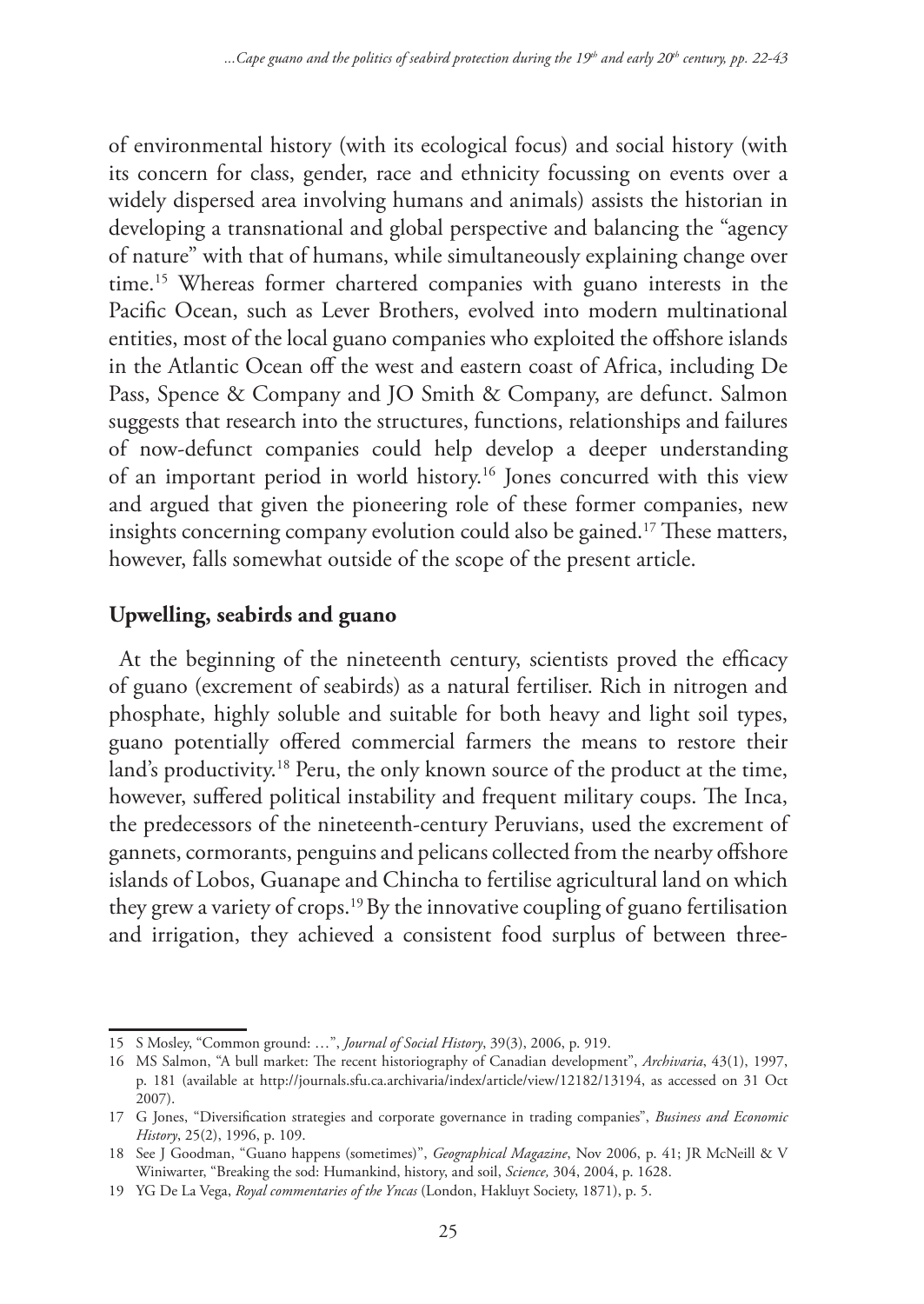of environmental history (with its ecological focus) and social history (with its concern for class, gender, race and ethnicity focussing on events over a widely dispersed area involving humans and animals) assists the historian in developing a transnational and global perspective and balancing the "agency of nature" with that of humans, while simultaneously explaining change over time.[15] Whereas former chartered companies with guano interests in the Pacific Ocean, such as Lever Brothers, evolved into modern multinational entities, most of the local guano companies who exploited the offshore islands in the Atlantic Ocean off the west and eastern coast of Africa, including De Pass, Spence & Company and JO Smith & Company, are defunct. Salmon suggests that research into the structures, functions, relationships and failures of now-defunct companies could help develop a deeper understanding of an important period in world history.[16] Jones concurred with this view and argued that given the pioneering role of these former companies, new insights concerning company evolution could also be gained.[17] These matters, however, falls somewhat outside of the scope of the present article.

## Upwelling, seabirds and guano

At the beginning of the nineteenth century, scientists proved the efficacy of guano (excrement of seabirds) as a natural fertiliser. Rich in nitrogen and phosphate, highly soluble and suitable for both heavy and light soil types, guano potentially offered commercial farmers the means to restore their land's productivity.[18] Peru, the only known source of the product at the time, however, suffered political instability and frequent military coups. The Inca, the predecessors of the nineteenth-century Peruvians, used the excrement of gannets, cormorants, penguins and pelicans collected from the nearby offshore islands of Lobos, Guanape and Chincha to fertilise agricultural land on which they grew a variety of crops.[19] By the innovative coupling of guano fertilisation and irrigation, they achieved a consistent food surplus of between three-

---

15 S Mosley, "Common ground: …", *Journal of Social History*, 39(3), 2006, p. 919.

16 MS Salmon, "A bull market: The recent historiography of Canadian development", *Archivaria*, 43(1), 1997, p. 181 (available at http://journals.sfu.ca.archivaria/index/article/view/12182/13194, as accessed on 31 Oct 2007).

17 G Jones, "Diversification strategies and corporate governance in trading companies", *Business and Economic History*, 25(2), 1996, p. 109.

18 See J Goodman, "Guano happens (sometimes)", *Geographical Magazine*, Nov 2006, p. 41; JR McNeill & V Winiwarter, "Breaking the sod: Humankind, history, and soil, *Science,* 304, 2004, p. 1628.

19 YG De La Vega, *Royal commentaries of the Yncas* (London, Hakluyt Society, 1871), p. 5.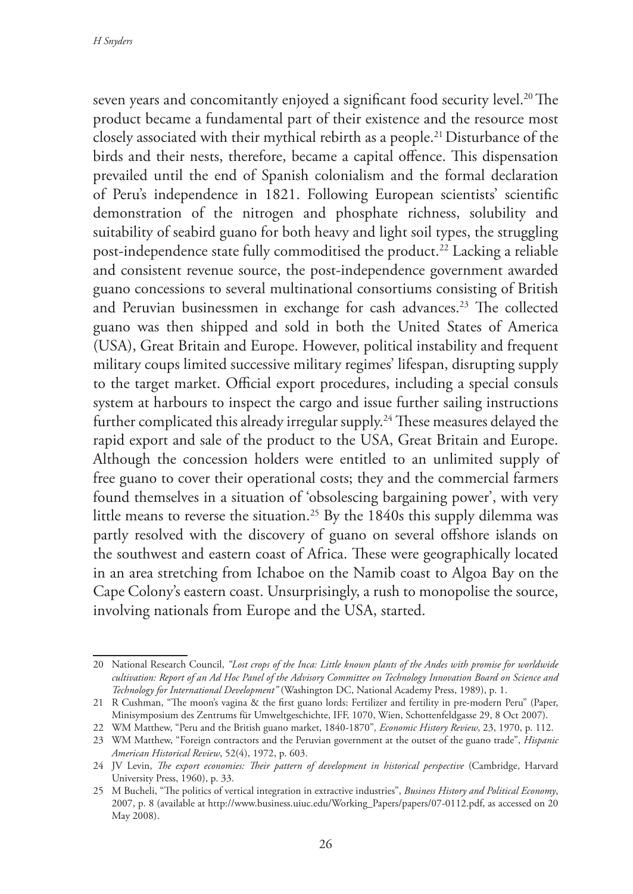seven years and concomitantly enjoyed a significant food security level.[20] The product became a fundamental part of their existence and the resource most closely associated with their mythical rebirth as a people.[21] Disturbance of the birds and their nests, therefore, became a capital offence. This dispensation prevailed until the end of Spanish colonialism and the formal declaration of Peru's independence in 1821. Following European scientists' scientific demonstration of the nitrogen and phosphate richness, solubility and suitability of seabird guano for both heavy and light soil types, the struggling post-independence state fully commoditised the product.[22] Lacking a reliable and consistent revenue source, the post-independence government awarded guano concessions to several multinational consortiums consisting of British and Peruvian businessmen in exchange for cash advances.[23] The collected guano was then shipped and sold in both the United States of America (USA), Great Britain and Europe. However, political instability and frequent military coups limited successive military regimes' lifespan, disrupting supply to the target market. Official export procedures, including a special consuls system at harbours to inspect the cargo and issue further sailing instructions further complicated this already irregular supply.[24] These measures delayed the rapid export and sale of the product to the USA, Great Britain and Europe. Although the concession holders were entitled to an unlimited supply of free guano to cover their operational costs; they and the commercial farmers found themselves in a situation of 'obsolescing bargaining power', with very little means to reverse the situation.[25] By the 1840s this supply dilemma was partly resolved with the discovery of guano on several offshore islands on the southwest and eastern coast of Africa. These were geographically located in an area stretching from Ichaboe on the Namib coast to Algoa Bay on the Cape Colony's eastern coast. Unsurprisingly, a rush to monopolise the source, involving nationals from Europe and the USA, started.

---

20 National Research Council, *"Lost crops of the Inca: Little known plants of the Andes with promise for worldwide cultivation: Report of an Ad Hoc Panel of the Advisory Committee on Technology Innovation Board on Science and Technology for International Development"* (Washington DC, National Academy Press, 1989), p. 1.

21 R Cushman, "The moon's vagina & the first guano lords: Fertilizer and fertility in pre-modern Peru" (Paper, Minisymposium des Zentrums für Umweltgeschichte, IFF, 1070, Wien, Schottenfeldgasse 29, 8 Oct 2007).

22 WM Matthew, "Peru and the British guano market, 1840-1870", *Economic History Review*, 23, 1970, p. 112.

23 WM Matthew, "Foreign contractors and the Peruvian government at the outset of the guano trade", *Hispanic American Historical Review*, 52(4), 1972, p. 603.

24 JV Levin, *The export economies: Their pattern of development in historical perspective* (Cambridge, Harvard University Press, 1960), p. 33.

25 M Bucheli, "The politics of vertical integration in extractive industries", *Business History and Political Economy*, 2007, p. 8 (available at http://www.business.uiuc.edu/Working_Papers/papers/07-0112.pdf, as accessed on 20 May 2008).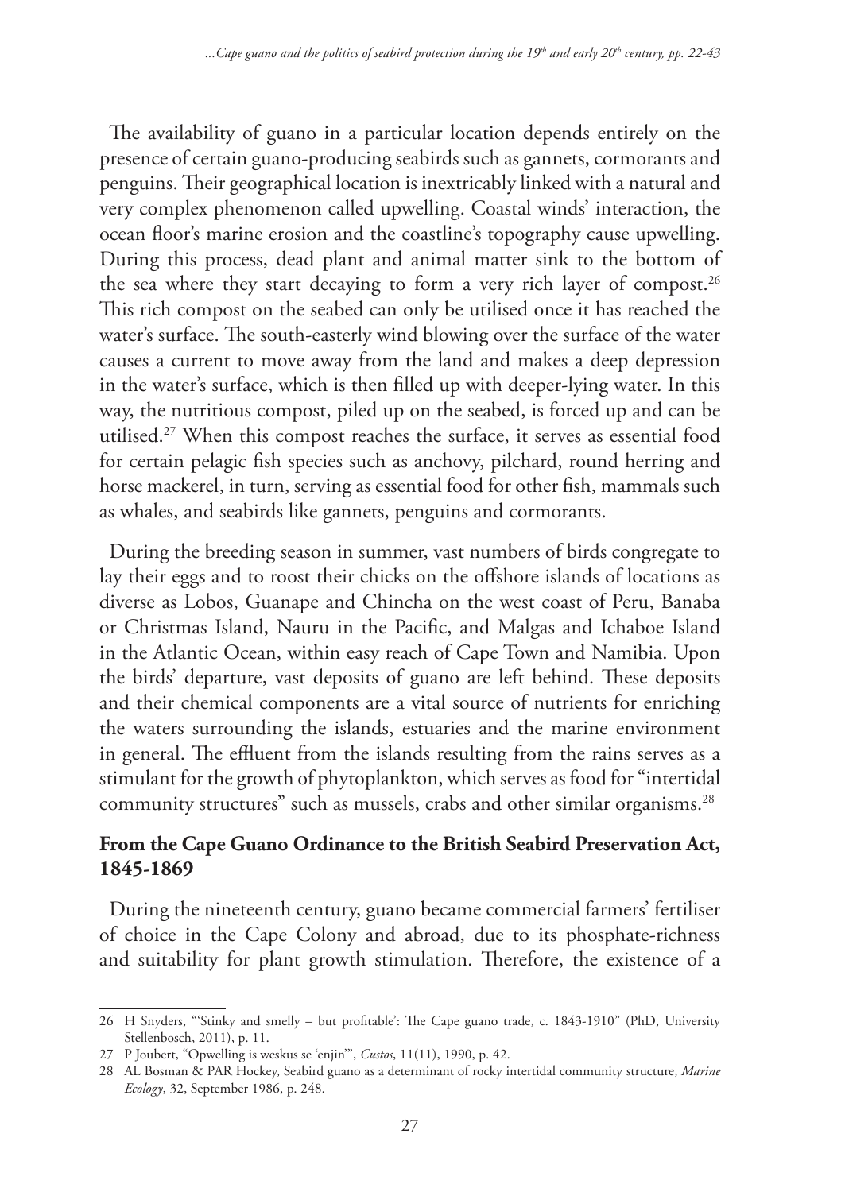The availability of guano in a particular location depends entirely on the presence of certain guano-producing seabirds such as gannets, cormorants and penguins. Their geographical location is inextricably linked with a natural and very complex phenomenon called upwelling. Coastal winds' interaction, the ocean floor's marine erosion and the coastline's topography cause upwelling. During this process, dead plant and animal matter sink to the bottom of the sea where they start decaying to form a very rich layer of compost.[26] This rich compost on the seabed can only be utilised once it has reached the water's surface. The south-easterly wind blowing over the surface of the water causes a current to move away from the land and makes a deep depression in the water's surface, which is then filled up with deeper-lying water. In this way, the nutritious compost, piled up on the seabed, is forced up and can be utilised.[27] When this compost reaches the surface, it serves as essential food for certain pelagic fish species such as anchovy, pilchard, round herring and horse mackerel, in turn, serving as essential food for other fish, mammals such as whales, and seabirds like gannets, penguins and cormorants.

During the breeding season in summer, vast numbers of birds congregate to lay their eggs and to roost their chicks on the offshore islands of locations as diverse as Lobos, Guanape and Chincha on the west coast of Peru, Banaba or Christmas Island, Nauru in the Pacific, and Malgas and Ichaboe Island in the Atlantic Ocean, within easy reach of Cape Town and Namibia. Upon the birds' departure, vast deposits of guano are left behind. These deposits and their chemical components are a vital source of nutrients for enriching the waters surrounding the islands, estuaries and the marine environment in general. The effluent from the islands resulting from the rains serves as a stimulant for the growth of phytoplankton, which serves as food for "intertidal community structures" such as mussels, crabs and other similar organisms.[28]

## From the Cape Guano Ordinance to the British Seabird Preservation Act, 1845-1869

During the nineteenth century, guano became commercial farmers' fertiliser of choice in the Cape Colony and abroad, due to its phosphate-richness and suitability for plant growth stimulation. Therefore, the existence of a

---

26 H Snyders, "'Stinky and smelly – but profitable': The Cape guano trade, c. 1843-1910" (PhD, University Stellenbosch, 2011), p. 11.

27 P Joubert, "Opwelling is weskus se 'enjin'", *Custos*, 11(11), 1990, p. 42.

28 AL Bosman & PAR Hockey, Seabird guano as a determinant of rocky intertidal community structure, *Marine Ecology*, 32, September 1986, p. 248.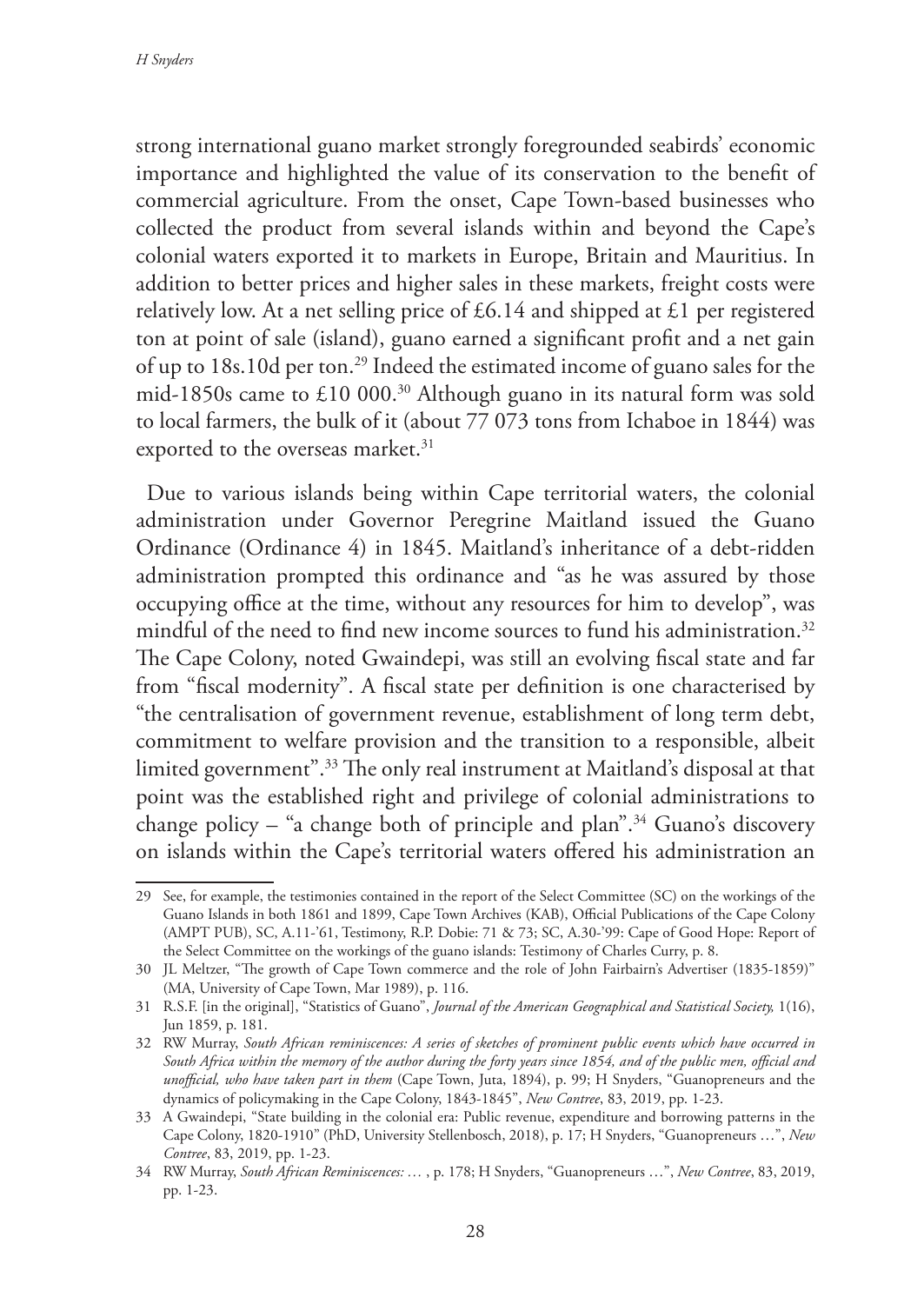strong international guano market strongly foregrounded seabirds' economic importance and highlighted the value of its conservation to the benefit of commercial agriculture. From the onset, Cape Town-based businesses who collected the product from several islands within and beyond the Cape's colonial waters exported it to markets in Europe, Britain and Mauritius. In addition to better prices and higher sales in these markets, freight costs were relatively low. At a net selling price of £6.14 and shipped at £1 per registered ton at point of sale (island), guano earned a significant profit and a net gain of up to 18s.10d per ton.[29] Indeed the estimated income of guano sales for the mid-1850s came to £10 000.[30] Although guano in its natural form was sold to local farmers, the bulk of it (about 77 073 tons from Ichaboe in 1844) was exported to the overseas market.[31]

Due to various islands being within Cape territorial waters, the colonial administration under Governor Peregrine Maitland issued the Guano Ordinance (Ordinance 4) in 1845. Maitland's inheritance of a debt-ridden administration prompted this ordinance and "as he was assured by those occupying office at the time, without any resources for him to develop", was mindful of the need to find new income sources to fund his administration.[32] The Cape Colony, noted Gwaindepi, was still an evolving fiscal state and far from "fiscal modernity". A fiscal state per definition is one characterised by "the centralisation of government revenue, establishment of long term debt, commitment to welfare provision and the transition to a responsible, albeit limited government".[33] The only real instrument at Maitland's disposal at that point was the established right and privilege of colonial administrations to change policy – "a change both of principle and plan".[34] Guano's discovery on islands within the Cape's territorial waters offered his administration an

29 See, for example, the testimonies contained in the report of the Select Committee (SC) on the workings of the Guano Islands in both 1861 and 1899, Cape Town Archives (KAB), Official Publications of the Cape Colony (AMPT PUB), SC, A.11-'61, Testimony, R.P. Dobie: 71 & 73; SC, A.30-'99: Cape of Good Hope: Report of the Select Committee on the workings of the guano islands: Testimony of Charles Curry, p. 8.

30 JL Meltzer, "The growth of Cape Town commerce and the role of John Fairbairn's Advertiser (1835-1859)" (MA, University of Cape Town, Mar 1989), p. 116.

31 R.S.F. [in the original], "Statistics of Guano", *Journal of the American Geographical and Statistical Society,* 1(16), Jun 1859, p. 181.

32 RW Murray, *South African reminiscences: A series of sketches of prominent public events which have occurred in South Africa within the memory of the author during the forty years since 1854, and of the public men, official and unofficial, who have taken part in them* (Cape Town, Juta, 1894), p. 99; H Snyders, "Guanopreneurs and the dynamics of policymaking in the Cape Colony, 1843-1845", *New Contree*, 83, 2019, pp. 1-23.

33 A Gwaindepi, "State building in the colonial era: Public revenue, expenditure and borrowing patterns in the Cape Colony, 1820-1910" (PhD, University Stellenbosch, 2018), p. 17; H Snyders, "Guanopreneurs …", *New Contree*, 83, 2019, pp. 1-23.

34 RW Murray, *South African Reminiscences: …* , p. 178; H Snyders, "Guanopreneurs …", *New Contree*, 83, 2019, pp. 1-23.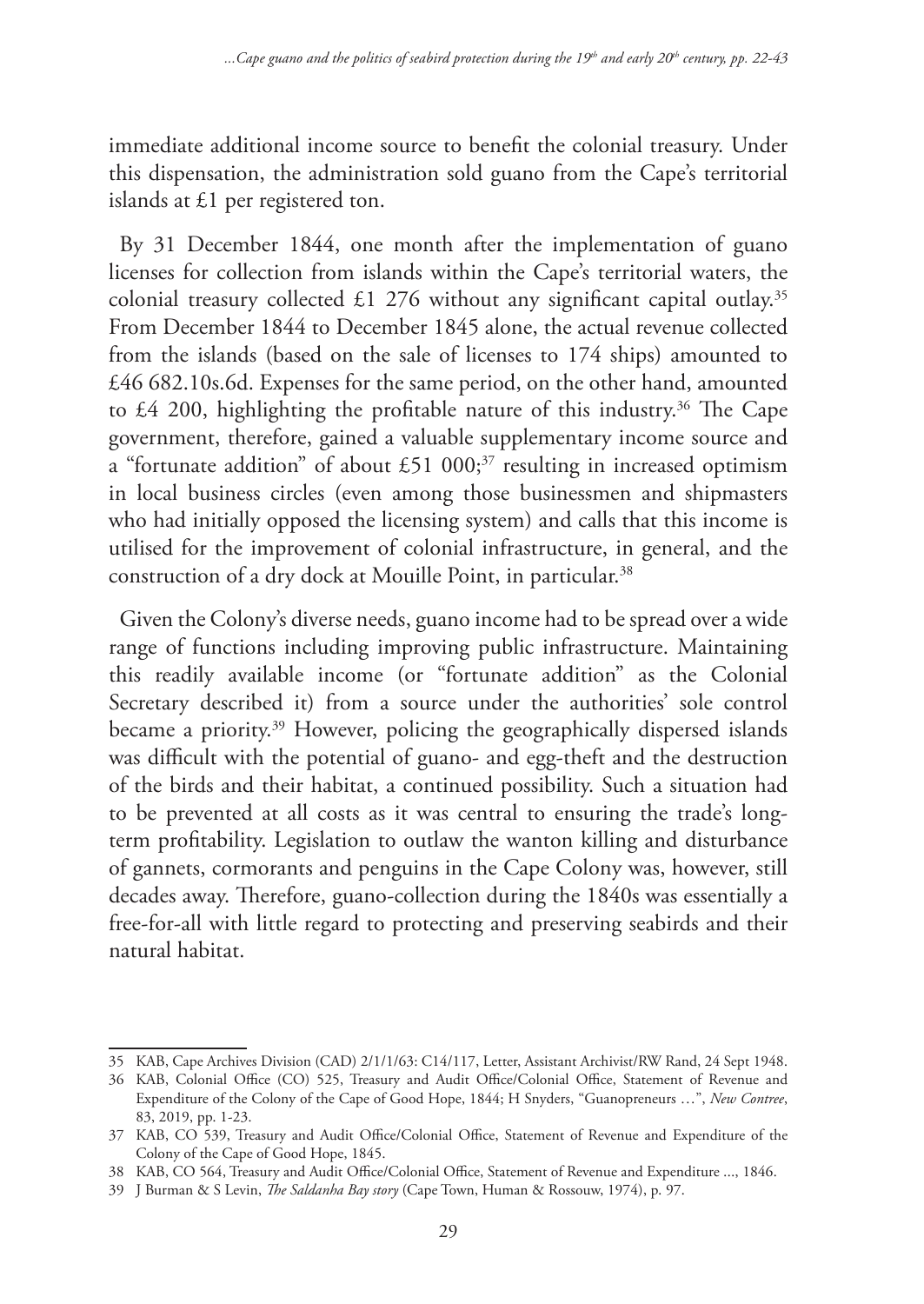immediate additional income source to benefit the colonial treasury. Under this dispensation, the administration sold guano from the Cape's territorial islands at £1 per registered ton.

By 31 December 1844, one month after the implementation of guano licenses for collection from islands within the Cape's territorial waters, the colonial treasury collected £1 276 without any significant capital outlay.[35] From December 1844 to December 1845 alone, the actual revenue collected from the islands (based on the sale of licenses to 174 ships) amounted to £46 682.10s.6d. Expenses for the same period, on the other hand, amounted to £4 200, highlighting the profitable nature of this industry.[36] The Cape government, therefore, gained a valuable supplementary income source and a "fortunate addition" of about £51 000;[37] resulting in increased optimism in local business circles (even among those businessmen and shipmasters who had initially opposed the licensing system) and calls that this income is utilised for the improvement of colonial infrastructure, in general, and the construction of a dry dock at Mouille Point, in particular.[38]

Given the Colony's diverse needs, guano income had to be spread over a wide range of functions including improving public infrastructure. Maintaining this readily available income (or "fortunate addition" as the Colonial Secretary described it) from a source under the authorities' sole control became a priority.[39] However, policing the geographically dispersed islands was difficult with the potential of guano- and egg-theft and the destruction of the birds and their habitat, a continued possibility. Such a situation had to be prevented at all costs as it was central to ensuring the trade's long-term profitability. Legislation to outlaw the wanton killing and disturbance of gannets, cormorants and penguins in the Cape Colony was, however, still decades away. Therefore, guano-collection during the 1840s was essentially a free-for-all with little regard to protecting and preserving seabirds and their natural habitat.

---

35 KAB, Cape Archives Division (CAD) 2/1/1/63: C14/117, Letter, Assistant Archivist/RW Rand, 24 Sept 1948.

36 KAB, Colonial Office (CO) 525, Treasury and Audit Office/Colonial Office, Statement of Revenue and Expenditure of the Colony of the Cape of Good Hope, 1844; H Snyders, "Guanopreneurs …", *New Contree*, 83, 2019, pp. 1-23.

37 KAB, CO 539, Treasury and Audit Office/Colonial Office, Statement of Revenue and Expenditure of the Colony of the Cape of Good Hope, 1845.

38 KAB, CO 564, Treasury and Audit Office/Colonial Office, Statement of Revenue and Expenditure ..., 1846.

39 J Burman & S Levin, *The Saldanha Bay story* (Cape Town, Human & Rossouw, 1974), p. 97.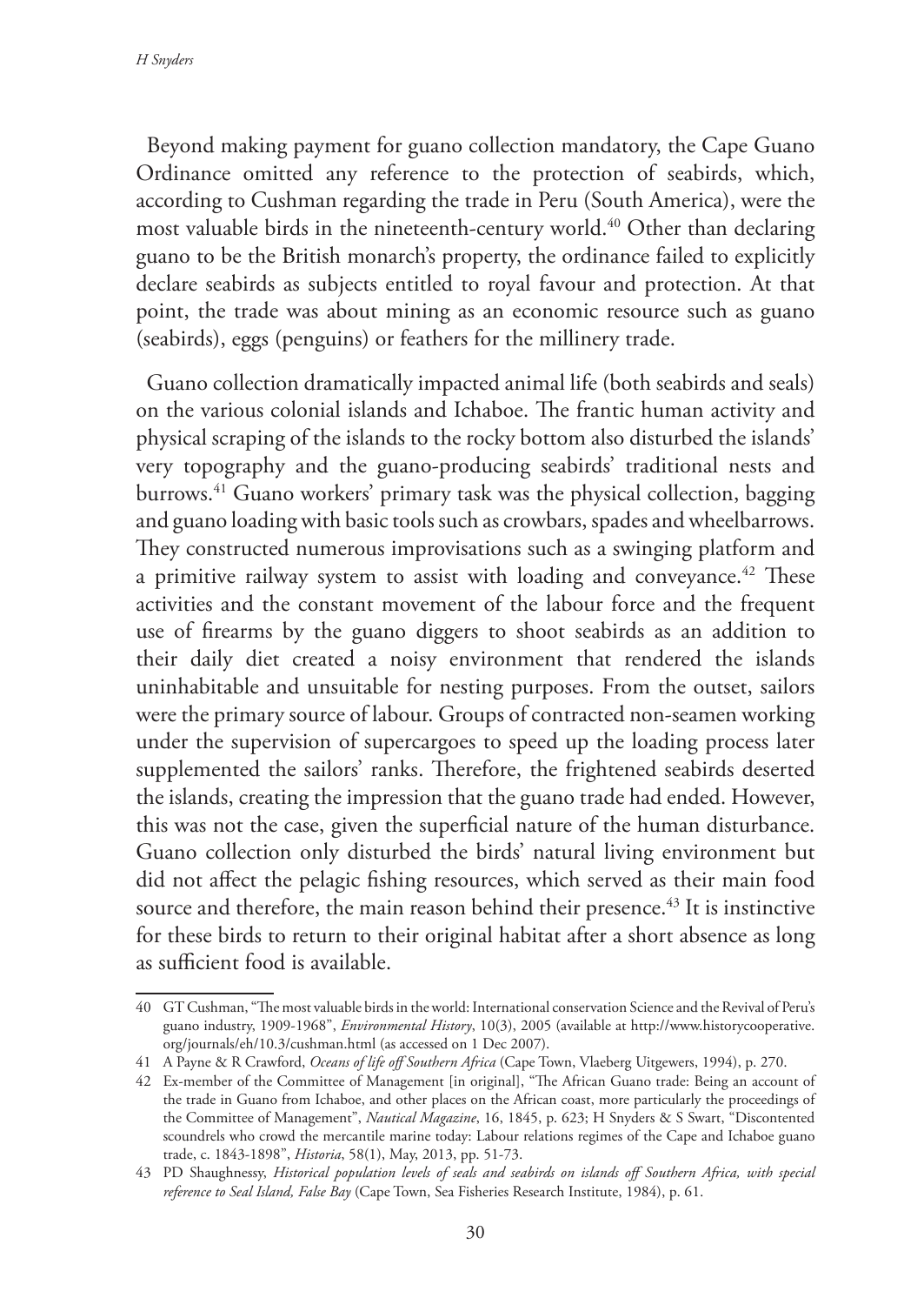Beyond making payment for guano collection mandatory, the Cape Guano Ordinance omitted any reference to the protection of seabirds, which, according to Cushman regarding the trade in Peru (South America), were the most valuable birds in the nineteenth-century world.[40] Other than declaring guano to be the British monarch's property, the ordinance failed to explicitly declare seabirds as subjects entitled to royal favour and protection. At that point, the trade was about mining as an economic resource such as guano (seabirds), eggs (penguins) or feathers for the millinery trade.

Guano collection dramatically impacted animal life (both seabirds and seals) on the various colonial islands and Ichaboe. The frantic human activity and physical scraping of the islands to the rocky bottom also disturbed the islands' very topography and the guano-producing seabirds' traditional nests and burrows.[41] Guano workers' primary task was the physical collection, bagging and guano loading with basic tools such as crowbars, spades and wheelbarrows. They constructed numerous improvisations such as a swinging platform and a primitive railway system to assist with loading and conveyance.[42] These activities and the constant movement of the labour force and the frequent use of firearms by the guano diggers to shoot seabirds as an addition to their daily diet created a noisy environment that rendered the islands uninhabitable and unsuitable for nesting purposes. From the outset, sailors were the primary source of labour. Groups of contracted non-seamen working under the supervision of supercargoes to speed up the loading process later supplemented the sailors' ranks. Therefore, the frightened seabirds deserted the islands, creating the impression that the guano trade had ended. However, this was not the case, given the superficial nature of the human disturbance. Guano collection only disturbed the birds' natural living environment but did not affect the pelagic fishing resources, which served as their main food source and therefore, the main reason behind their presence.[43] It is instinctive for these birds to return to their original habitat after a short absence as long as sufficient food is available.

---

40 GT Cushman, "The most valuable birds in the world: International conservation Science and the Revival of Peru's guano industry, 1909-1968", *Environmental History*, 10(3), 2005 (available at http://www.historycooperative.org/journals/eh/10.3/cushman.html (as accessed on 1 Dec 2007).

41 A Payne & R Crawford, *Oceans of life off Southern Africa* (Cape Town, Vlaeberg Uitgewers, 1994), p. 270.

42 Ex-member of the Committee of Management [in original], "The African Guano trade: Being an account of the trade in Guano from Ichaboe, and other places on the African coast, more particularly the proceedings of the Committee of Management", *Nautical Magazine*, 16, 1845, p. 623; H Snyders & S Swart, "Discontented scoundrels who crowd the mercantile marine today: Labour relations regimes of the Cape and Ichaboe guano trade, c. 1843-1898", *Historia*, 58(1), May, 2013, pp. 51-73.

43 PD Shaughnessy, *Historical population levels of seals and seabirds on islands off Southern Africa, with special reference to Seal Island, False Bay* (Cape Town, Sea Fisheries Research Institute, 1984), p. 61.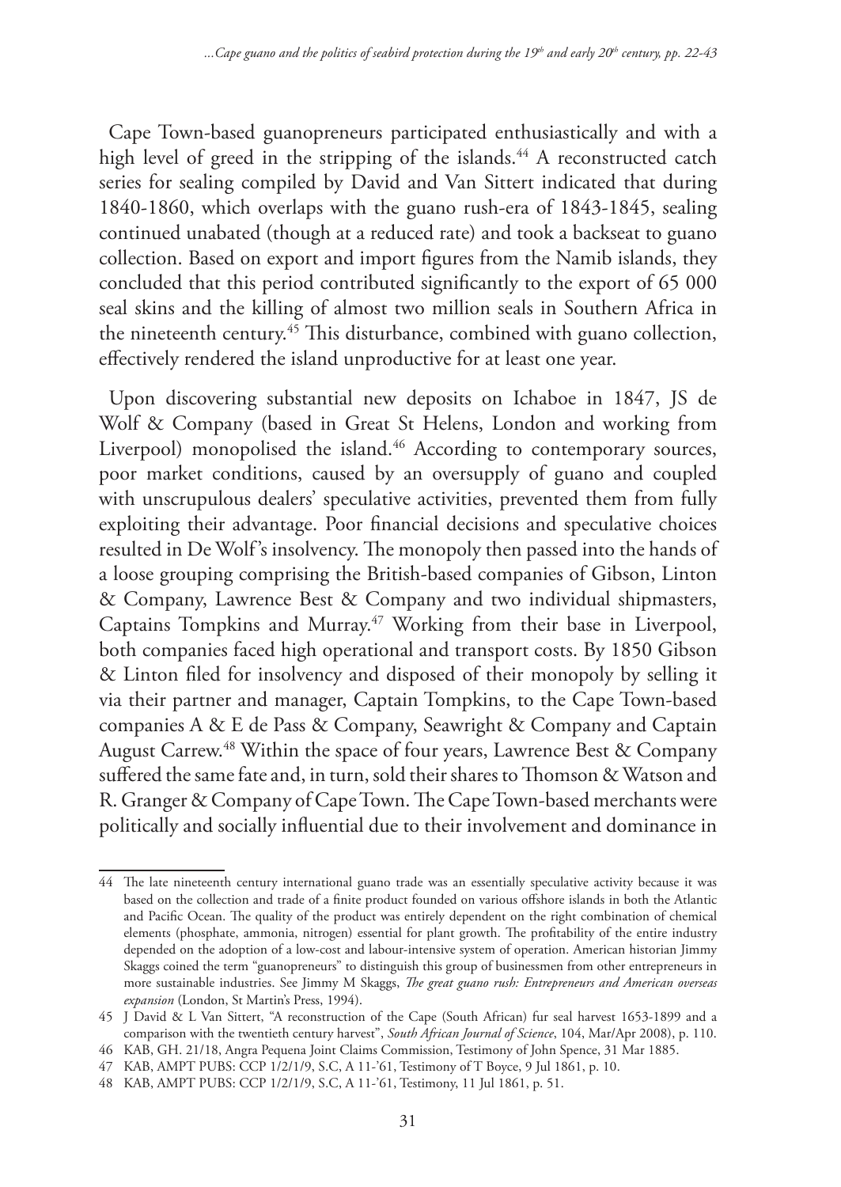Cape Town-based guanopreneurs participated enthusiastically and with a high level of greed in the stripping of the islands.[44] A reconstructed catch series for sealing compiled by David and Van Sittert indicated that during 1840-1860, which overlaps with the guano rush-era of 1843-1845, sealing continued unabated (though at a reduced rate) and took a backseat to guano collection. Based on export and import figures from the Namib islands, they concluded that this period contributed significantly to the export of 65 000 seal skins and the killing of almost two million seals in Southern Africa in the nineteenth century.[45] This disturbance, combined with guano collection, effectively rendered the island unproductive for at least one year.

Upon discovering substantial new deposits on Ichaboe in 1847, JS de Wolf & Company (based in Great St Helens, London and working from Liverpool) monopolised the island.[46] According to contemporary sources, poor market conditions, caused by an oversupply of guano and coupled with unscrupulous dealers' speculative activities, prevented them from fully exploiting their advantage. Poor financial decisions and speculative choices resulted in De Wolf's insolvency. The monopoly then passed into the hands of a loose grouping comprising the British-based companies of Gibson, Linton & Company, Lawrence Best & Company and two individual shipmasters, Captains Tompkins and Murray.[47] Working from their base in Liverpool, both companies faced high operational and transport costs. By 1850 Gibson & Linton filed for insolvency and disposed of their monopoly by selling it via their partner and manager, Captain Tompkins, to the Cape Town-based companies A & E de Pass & Company, Seawright & Company and Captain August Carrew.[48] Within the space of four years, Lawrence Best & Company suffered the same fate and, in turn, sold their shares to Thomson & Watson and R. Granger & Company of Cape Town. The Cape Town-based merchants were politically and socially influential due to their involvement and dominance in

---

44 The late nineteenth century international guano trade was an essentially speculative activity because it was based on the collection and trade of a finite product founded on various offshore islands in both the Atlantic and Pacific Ocean. The quality of the product was entirely dependent on the right combination of chemical elements (phosphate, ammonia, nitrogen) essential for plant growth. The profitability of the entire industry depended on the adoption of a low-cost and labour-intensive system of operation. American historian Jimmy Skaggs coined the term "guanopreneurs" to distinguish this group of businessmen from other entrepreneurs in more sustainable industries. See Jimmy M Skaggs, *The great guano rush: Entrepreneurs and American overseas expansion* (London, St Martin's Press, 1994).

45 J David & L Van Sittert, "A reconstruction of the Cape (South African) fur seal harvest 1653-1899 and a comparison with the twentieth century harvest", *South African Journal of Science*, 104, Mar/Apr 2008), p. 110.

46 KAB, GH. 21/18, Angra Pequena Joint Claims Commission, Testimony of John Spence, 31 Mar 1885.

47 KAB, AMPT PUBS: CCP 1/2/1/9, S.C, A 11-'61, Testimony of T Boyce, 9 Jul 1861, p. 10.

48 KAB, AMPT PUBS: CCP 1/2/1/9, S.C, A 11-'61, Testimony, 11 Jul 1861, p. 51.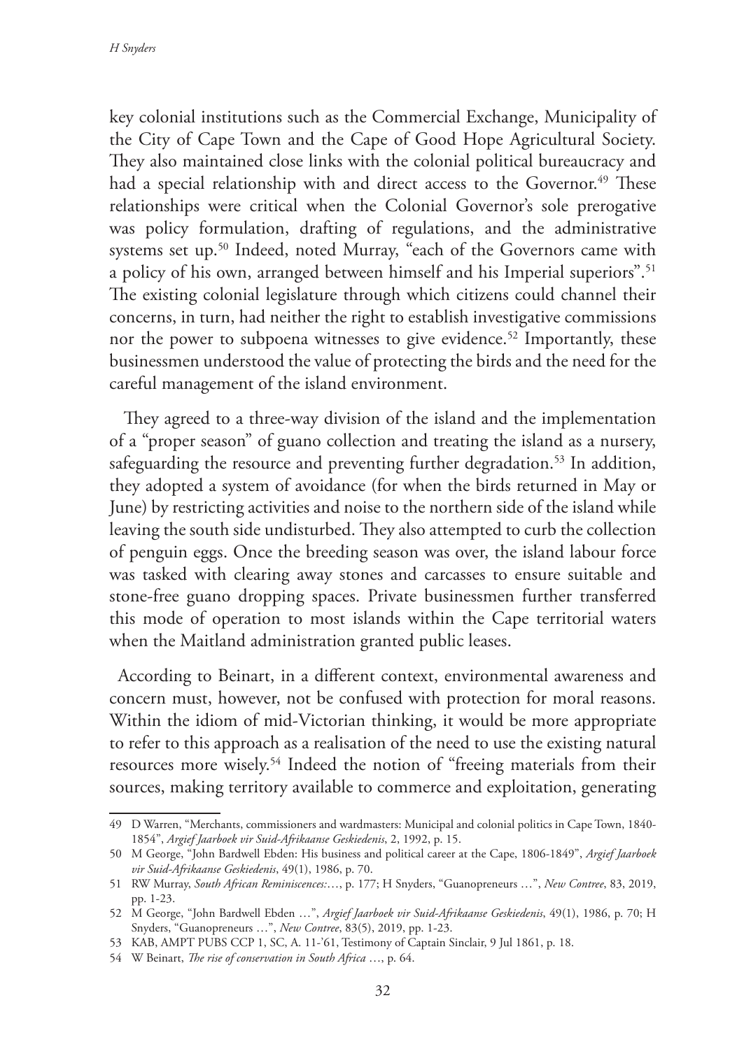key colonial institutions such as the Commercial Exchange, Municipality of the City of Cape Town and the Cape of Good Hope Agricultural Society. They also maintained close links with the colonial political bureaucracy and had a special relationship with and direct access to the Governor.[49] These relationships were critical when the Colonial Governor's sole prerogative was policy formulation, drafting of regulations, and the administrative systems set up.[50] Indeed, noted Murray, "each of the Governors came with a policy of his own, arranged between himself and his Imperial superiors".[51] The existing colonial legislature through which citizens could channel their concerns, in turn, had neither the right to establish investigative commissions nor the power to subpoena witnesses to give evidence.[52] Importantly, these businessmen understood the value of protecting the birds and the need for the careful management of the island environment.

They agreed to a three-way division of the island and the implementation of a "proper season" of guano collection and treating the island as a nursery, safeguarding the resource and preventing further degradation.[53] In addition, they adopted a system of avoidance (for when the birds returned in May or June) by restricting activities and noise to the northern side of the island while leaving the south side undisturbed. They also attempted to curb the collection of penguin eggs. Once the breeding season was over, the island labour force was tasked with clearing away stones and carcasses to ensure suitable and stone-free guano dropping spaces. Private businessmen further transferred this mode of operation to most islands within the Cape territorial waters when the Maitland administration granted public leases.

According to Beinart, in a different context, environmental awareness and concern must, however, not be confused with protection for moral reasons. Within the idiom of mid-Victorian thinking, it would be more appropriate to refer to this approach as a realisation of the need to use the existing natural resources more wisely.[54] Indeed the notion of "freeing materials from their sources, making territory available to commerce and exploitation, generating

---

49 D Warren, "Merchants, commissioners and wardmasters: Municipal and colonial politics in Cape Town, 1840-1854", *Argief Jaarboek vir Suid-Afrikaanse Geskiedenis*, 2, 1992, p. 15.

50 M George, "John Bardwell Ebden: His business and political career at the Cape, 1806-1849", *Argief Jaarboek vir Suid-Afrikaanse Geskiedenis*, 49(1), 1986, p. 70.

51 RW Murray, *South African Reminiscences:…*, p. 177; H Snyders, "Guanopreneurs …", *New Contree*, 83, 2019, pp. 1-23.

52 M George, "John Bardwell Ebden …", *Argief Jaarboek vir Suid-Afrikaanse Geskiedenis*, 49(1), 1986, p. 70; H Snyders, "Guanopreneurs …", *New Contree*, 83(5), 2019, pp. 1-23.

53 KAB, AMPT PUBS CCP 1, SC, A. 11-'61, Testimony of Captain Sinclair, 9 Jul 1861, p. 18.

54 W Beinart, *The rise of conservation in South Africa* …, p. 64.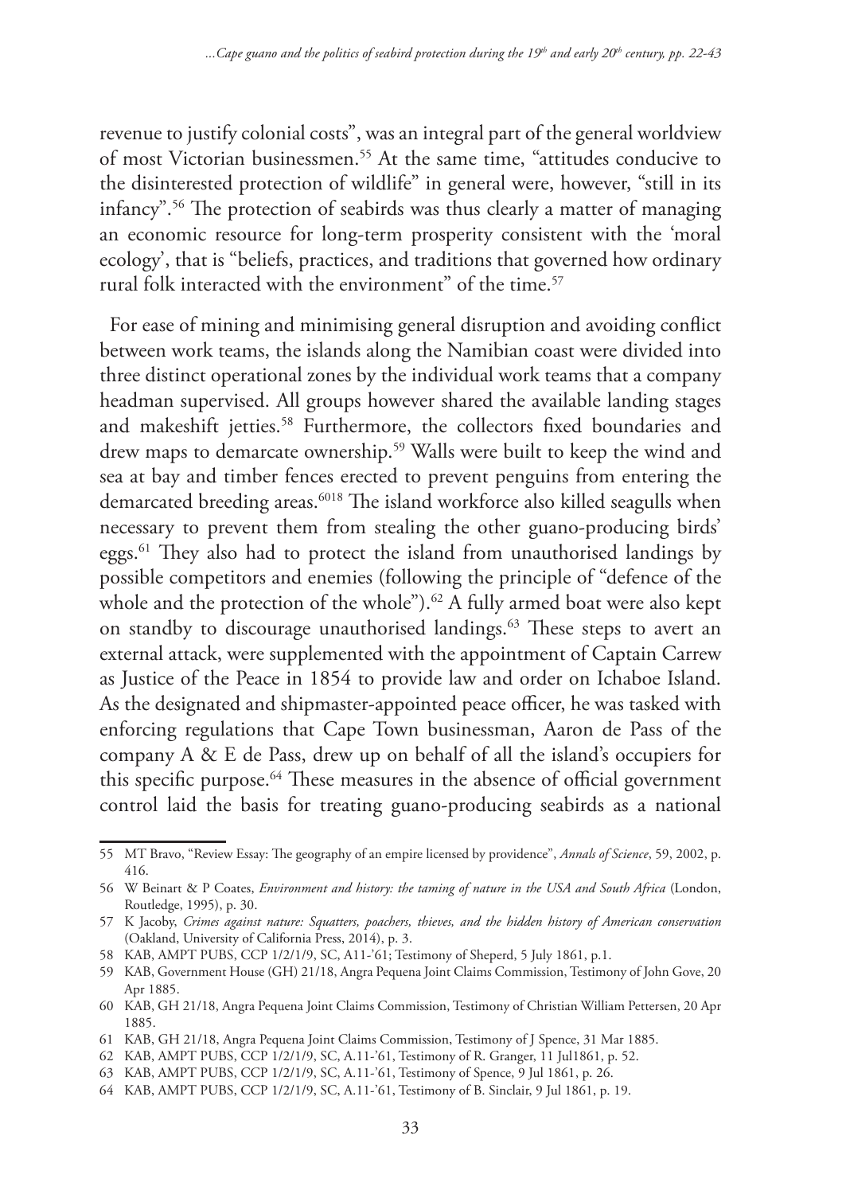revenue to justify colonial costs", was an integral part of the general worldview of most Victorian businessmen.[55] At the same time, "attitudes conducive to the disinterested protection of wildlife" in general were, however, "still in its infancy".[56] The protection of seabirds was thus clearly a matter of managing an economic resource for long-term prosperity consistent with the 'moral ecology', that is "beliefs, practices, and traditions that governed how ordinary rural folk interacted with the environment" of the time.[57]

For ease of mining and minimising general disruption and avoiding conflict between work teams, the islands along the Namibian coast were divided into three distinct operational zones by the individual work teams that a company headman supervised. All groups however shared the available landing stages and makeshift jetties.[58] Furthermore, the collectors fixed boundaries and drew maps to demarcate ownership.[59] Walls were built to keep the wind and sea at bay and timber fences erected to prevent penguins from entering the demarcated breeding areas.[6018] The island workforce also killed seagulls when necessary to prevent them from stealing the other guano-producing birds' eggs.[61] They also had to protect the island from unauthorised landings by possible competitors and enemies (following the principle of "defence of the whole and the protection of the whole").[62] A fully armed boat were also kept on standby to discourage unauthorised landings.[63] These steps to avert an external attack, were supplemented with the appointment of Captain Carrew as Justice of the Peace in 1854 to provide law and order on Ichaboe Island. As the designated and shipmaster-appointed peace officer, he was tasked with enforcing regulations that Cape Town businessman, Aaron de Pass of the company A & E de Pass, drew up on behalf of all the island's occupiers for this specific purpose.[64] These measures in the absence of official government control laid the basis for treating guano-producing seabirds as a national

---

55 MT Bravo, "Review Essay: The geography of an empire licensed by providence", *Annals of Science*, 59, 2002, p. 416.

56 W Beinart & P Coates, *Environment and history: the taming of nature in the USA and South Africa* (London, Routledge, 1995), p. 30.

57 K Jacoby, *Crimes against nature: Squatters, poachers, thieves, and the hidden history of American conservation* (Oakland, University of California Press, 2014), p. 3.

58 KAB, AMPT PUBS, CCP 1/2/1/9, SC, A11-'61; Testimony of Sheperd, 5 July 1861, p.1.

59 KAB, Government House (GH) 21/18, Angra Pequena Joint Claims Commission, Testimony of John Gove, 20 Apr 1885.

60 KAB, GH 21/18, Angra Pequena Joint Claims Commission, Testimony of Christian William Pettersen, 20 Apr 1885.

61 KAB, GH 21/18, Angra Pequena Joint Claims Commission, Testimony of J Spence, 31 Mar 1885.

62 KAB, AMPT PUBS, CCP 1/2/1/9, SC, A.11-'61, Testimony of R. Granger, 11 Jul1861, p. 52.

63 KAB, AMPT PUBS, CCP 1/2/1/9, SC, A.11-'61, Testimony of Spence, 9 Jul 1861, p. 26.

64 KAB, AMPT PUBS, CCP 1/2/1/9, SC, A.11-'61, Testimony of B. Sinclair, 9 Jul 1861, p. 19.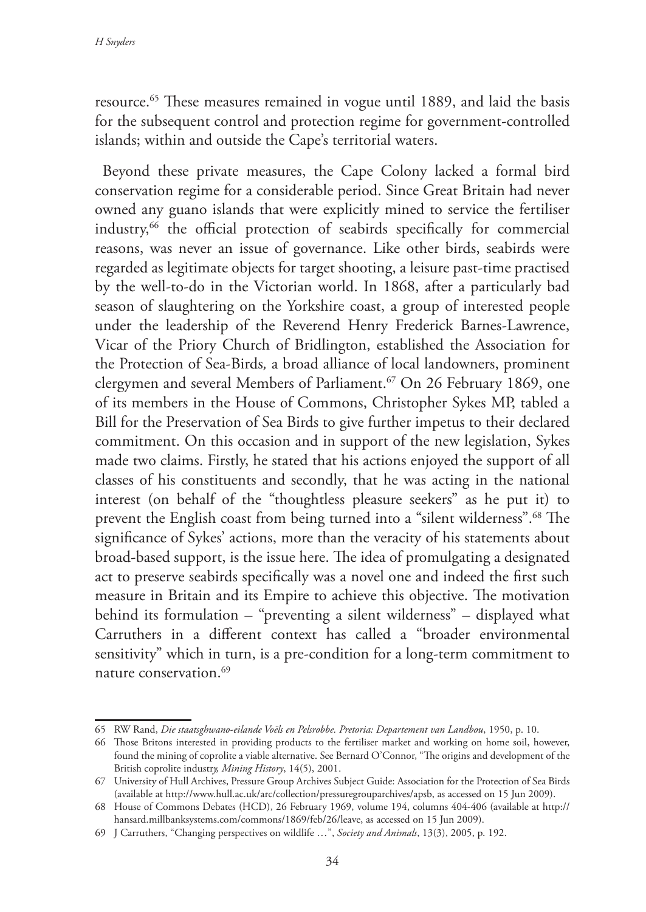resource.[65] These measures remained in vogue until 1889, and laid the basis for the subsequent control and protection regime for government-controlled islands; within and outside the Cape's territorial waters.

Beyond these private measures, the Cape Colony lacked a formal bird conservation regime for a considerable period. Since Great Britain had never owned any guano islands that were explicitly mined to service the fertiliser industry,[66] the official protection of seabirds specifically for commercial reasons, was never an issue of governance. Like other birds, seabirds were regarded as legitimate objects for target shooting, a leisure past-time practised by the well-to-do in the Victorian world. In 1868, after a particularly bad season of slaughtering on the Yorkshire coast, a group of interested people under the leadership of the Reverend Henry Frederick Barnes-Lawrence, Vicar of the Priory Church of Bridlington, established the Association for the Protection of Sea-Birds*,* a broad alliance of local landowners, prominent clergymen and several Members of Parliament.[67] On 26 February 1869, one of its members in the House of Commons, Christopher Sykes MP, tabled a Bill for the Preservation of Sea Birds to give further impetus to their declared commitment. On this occasion and in support of the new legislation, Sykes made two claims. Firstly, he stated that his actions enjoyed the support of all classes of his constituents and secondly, that he was acting in the national interest (on behalf of the "thoughtless pleasure seekers" as he put it) to prevent the English coast from being turned into a "silent wilderness".[68] The significance of Sykes' actions, more than the veracity of his statements about broad-based support, is the issue here. The idea of promulgating a designated act to preserve seabirds specifically was a novel one and indeed the first such measure in Britain and its Empire to achieve this objective. The motivation behind its formulation – "preventing a silent wilderness" – displayed what Carruthers in a different context has called a "broader environmental sensitivity" which in turn, is a pre-condition for a long-term commitment to nature conservation.[69]

---

65 RW Rand, *Die staatsghwano-eilande Voëls en Pelsrobbe. Pretoria: Departement van Landbou*, 1950, p. 10.

66 Those Britons interested in providing products to the fertiliser market and working on home soil, however, found the mining of coprolite a viable alternative. See Bernard O'Connor, "The origins and development of the British coprolite industry*, Mining History*, 14(5), 2001.

67 University of Hull Archives, Pressure Group Archives Subject Guide: Association for the Protection of Sea Birds (available at http://www.hull.ac.uk/arc/collection/pressuregrouparchives/apsb, as accessed on 15 Jun 2009).

68 House of Commons Debates (HCD), 26 February 1969, volume 194, columns 404-406 (available at http://hansard.millbanksystems.com/commons/1869/feb/26/leave, as accessed on 15 Jun 2009).

69 J Carruthers, "Changing perspectives on wildlife …", *Society and Animals*, 13(3), 2005, p. 192.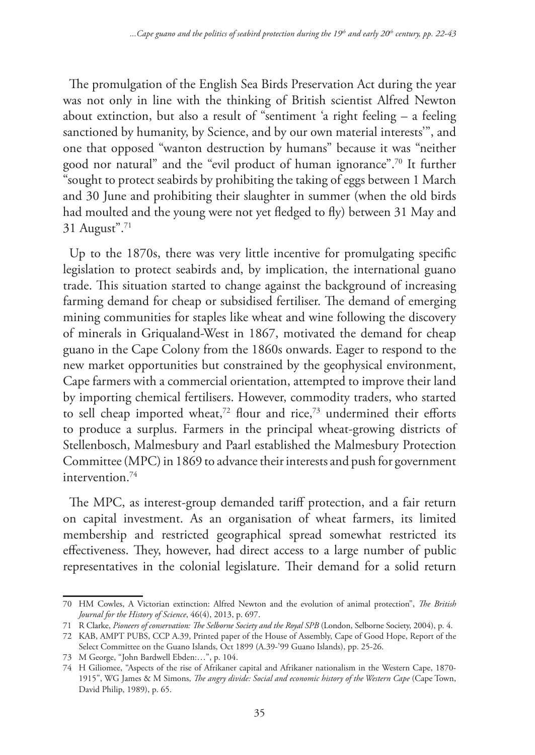The promulgation of the English Sea Birds Preservation Act during the year was not only in line with the thinking of British scientist Alfred Newton about extinction, but also a result of "sentiment 'a right feeling – a feeling sanctioned by humanity, by Science, and by our own material interests'", and one that opposed "wanton destruction by humans" because it was "neither good nor natural" and the "evil product of human ignorance".[70] It further "sought to protect seabirds by prohibiting the taking of eggs between 1 March and 30 June and prohibiting their slaughter in summer (when the old birds had moulted and the young were not yet fledged to fly) between 31 May and 31 August".[71]

Up to the 1870s, there was very little incentive for promulgating specific legislation to protect seabirds and, by implication, the international guano trade. This situation started to change against the background of increasing farming demand for cheap or subsidised fertiliser. The demand of emerging mining communities for staples like wheat and wine following the discovery of minerals in Griqualand-West in 1867, motivated the demand for cheap guano in the Cape Colony from the 1860s onwards. Eager to respond to the new market opportunities but constrained by the geophysical environment, Cape farmers with a commercial orientation, attempted to improve their land by importing chemical fertilisers. However, commodity traders, who started to sell cheap imported wheat,[72] flour and rice,[73] undermined their efforts to produce a surplus. Farmers in the principal wheat-growing districts of Stellenbosch, Malmesbury and Paarl established the Malmesbury Protection Committee (MPC) in 1869 to advance their interests and push for government intervention.[74]

The MPC, as interest-group demanded tariff protection, and a fair return on capital investment. As an organisation of wheat farmers, its limited membership and restricted geographical spread somewhat restricted its effectiveness. They, however, had direct access to a large number of public representatives in the colonial legislature. Their demand for a solid return

---

70 HM Cowles, A Victorian extinction: Alfred Newton and the evolution of animal protection", *The British Journal for the History of Science*, 46(4), 2013, p. 697.

71 R Clarke, *Pioneers of conservation: The Selborne Society and the Royal SPB* (London, Selborne Society, 2004), p. 4.

72 KAB, AMPT PUBS, CCP A.39, Printed paper of the House of Assembly, Cape of Good Hope, Report of the Select Committee on the Guano Islands, Oct 1899 (A.39-'99 Guano Islands), pp. 25-26.

73 M George, "John Bardwell Ebden:…", p. 104.

74 H Giliomee, "Aspects of the rise of Afrikaner capital and Afrikaner nationalism in the Western Cape, 1870-1915", WG James & M Simons, *The angry divide: Social and economic history of the Western Cape* (Cape Town, David Philip, 1989), p. 65.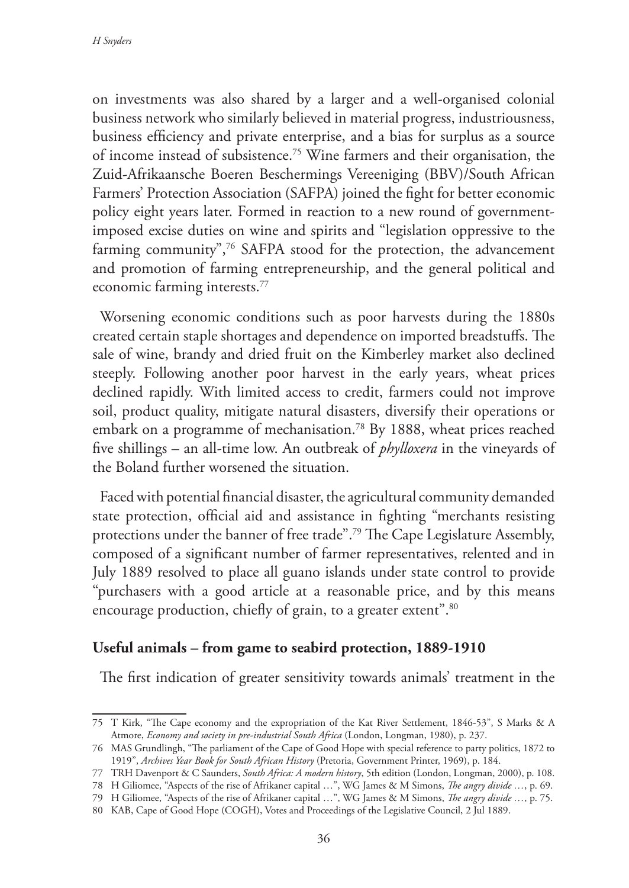on investments was also shared by a larger and a well-organised colonial business network who similarly believed in material progress, industriousness, business efficiency and private enterprise, and a bias for surplus as a source of income instead of subsistence.[75] Wine farmers and their organisation, the Zuid-Afrikaansche Boeren Beschermings Vereeniging (BBV)/South African Farmers' Protection Association (SAFPA) joined the fight for better economic policy eight years later. Formed in reaction to a new round of government-imposed excise duties on wine and spirits and "legislation oppressive to the farming community",[76] SAFPA stood for the protection, the advancement and promotion of farming entrepreneurship, and the general political and economic farming interests.[77]

Worsening economic conditions such as poor harvests during the 1880s created certain staple shortages and dependence on imported breadstuffs. The sale of wine, brandy and dried fruit on the Kimberley market also declined steeply. Following another poor harvest in the early years, wheat prices declined rapidly. With limited access to credit, farmers could not improve soil, product quality, mitigate natural disasters, diversify their operations or embark on a programme of mechanisation.[78] By 1888, wheat prices reached five shillings – an all-time low. An outbreak of *phylloxera* in the vineyards of the Boland further worsened the situation.

Faced with potential financial disaster, the agricultural community demanded state protection, official aid and assistance in fighting "merchants resisting protections under the banner of free trade".[79] The Cape Legislature Assembly, composed of a significant number of farmer representatives, relented and in July 1889 resolved to place all guano islands under state control to provide "purchasers with a good article at a reasonable price, and by this means encourage production, chiefly of grain, to a greater extent".[80]

## Useful animals – from game to seabird protection, 1889-1910

The first indication of greater sensitivity towards animals' treatment in the

---

75 T Kirk, "The Cape economy and the expropriation of the Kat River Settlement, 1846-53", S Marks & A Atmore, *Economy and society in pre-industrial South Africa* (London, Longman, 1980), p. 237.

76 MAS Grundlingh, "The parliament of the Cape of Good Hope with special reference to party politics, 1872 to 1919", *Archives Year Book for South African History* (Pretoria, Government Printer, 1969), p. 184.

77 TRH Davenport & C Saunders, *South Africa: A modern history*, 5th edition (London, Longman, 2000), p. 108.

78 H Giliomee, "Aspects of the rise of Afrikaner capital …", WG James & M Simons, *The angry divide …*, p. 69.

79 H Giliomee, "Aspects of the rise of Afrikaner capital …", WG James & M Simons, *The angry divide …*, p. 75.

80 KAB, Cape of Good Hope (COGH), Votes and Proceedings of the Legislative Council, 2 Jul 1889.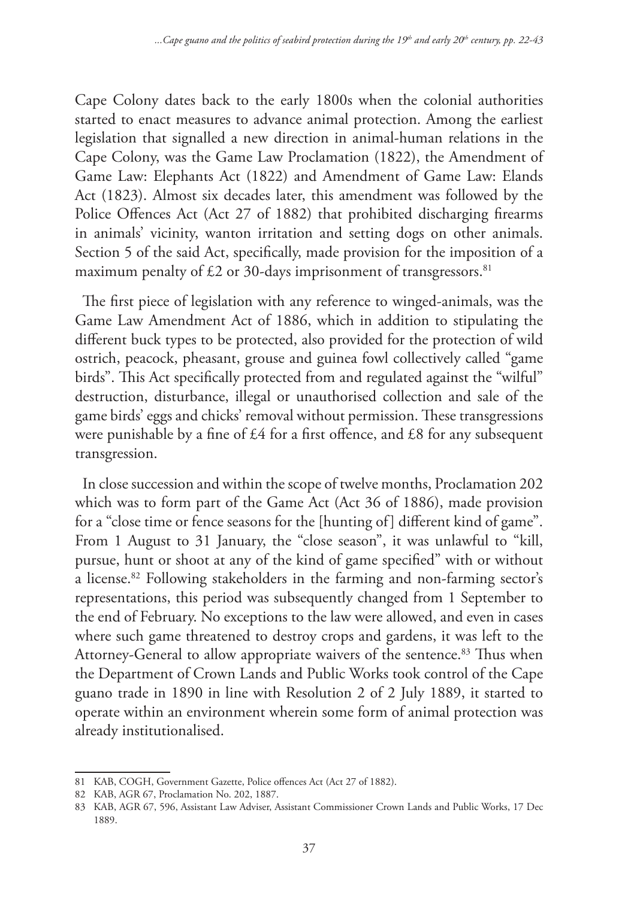Cape Colony dates back to the early 1800s when the colonial authorities started to enact measures to advance animal protection. Among the earliest legislation that signalled a new direction in animal-human relations in the Cape Colony, was the Game Law Proclamation (1822), the Amendment of Game Law: Elephants Act (1822) and Amendment of Game Law: Elands Act (1823). Almost six decades later, this amendment was followed by the Police Offences Act (Act 27 of 1882) that prohibited discharging firearms in animals' vicinity, wanton irritation and setting dogs on other animals. Section 5 of the said Act, specifically, made provision for the imposition of a maximum penalty of £2 or 30-days imprisonment of transgressors.[81]

The first piece of legislation with any reference to winged-animals, was the Game Law Amendment Act of 1886, which in addition to stipulating the different buck types to be protected, also provided for the protection of wild ostrich, peacock, pheasant, grouse and guinea fowl collectively called "game birds". This Act specifically protected from and regulated against the "wilful" destruction, disturbance, illegal or unauthorised collection and sale of the game birds' eggs and chicks' removal without permission. These transgressions were punishable by a fine of £4 for a first offence, and £8 for any subsequent transgression.

In close succession and within the scope of twelve months, Proclamation 202 which was to form part of the Game Act (Act 36 of 1886), made provision for a "close time or fence seasons for the [hunting of] different kind of game". From 1 August to 31 January, the "close season", it was unlawful to "kill, pursue, hunt or shoot at any of the kind of game specified" with or without a license.[82] Following stakeholders in the farming and non-farming sector's representations, this period was subsequently changed from 1 September to the end of February. No exceptions to the law were allowed, and even in cases where such game threatened to destroy crops and gardens, it was left to the Attorney-General to allow appropriate waivers of the sentence.[83] Thus when the Department of Crown Lands and Public Works took control of the Cape guano trade in 1890 in line with Resolution 2 of 2 July 1889, it started to operate within an environment wherein some form of animal protection was already institutionalised.

---

81 KAB, COGH, Government Gazette, Police offences Act (Act 27 of 1882).

82 KAB, AGR 67, Proclamation No. 202, 1887.

83 KAB, AGR 67, 596, Assistant Law Adviser, Assistant Commissioner Crown Lands and Public Works, 17 Dec 1889.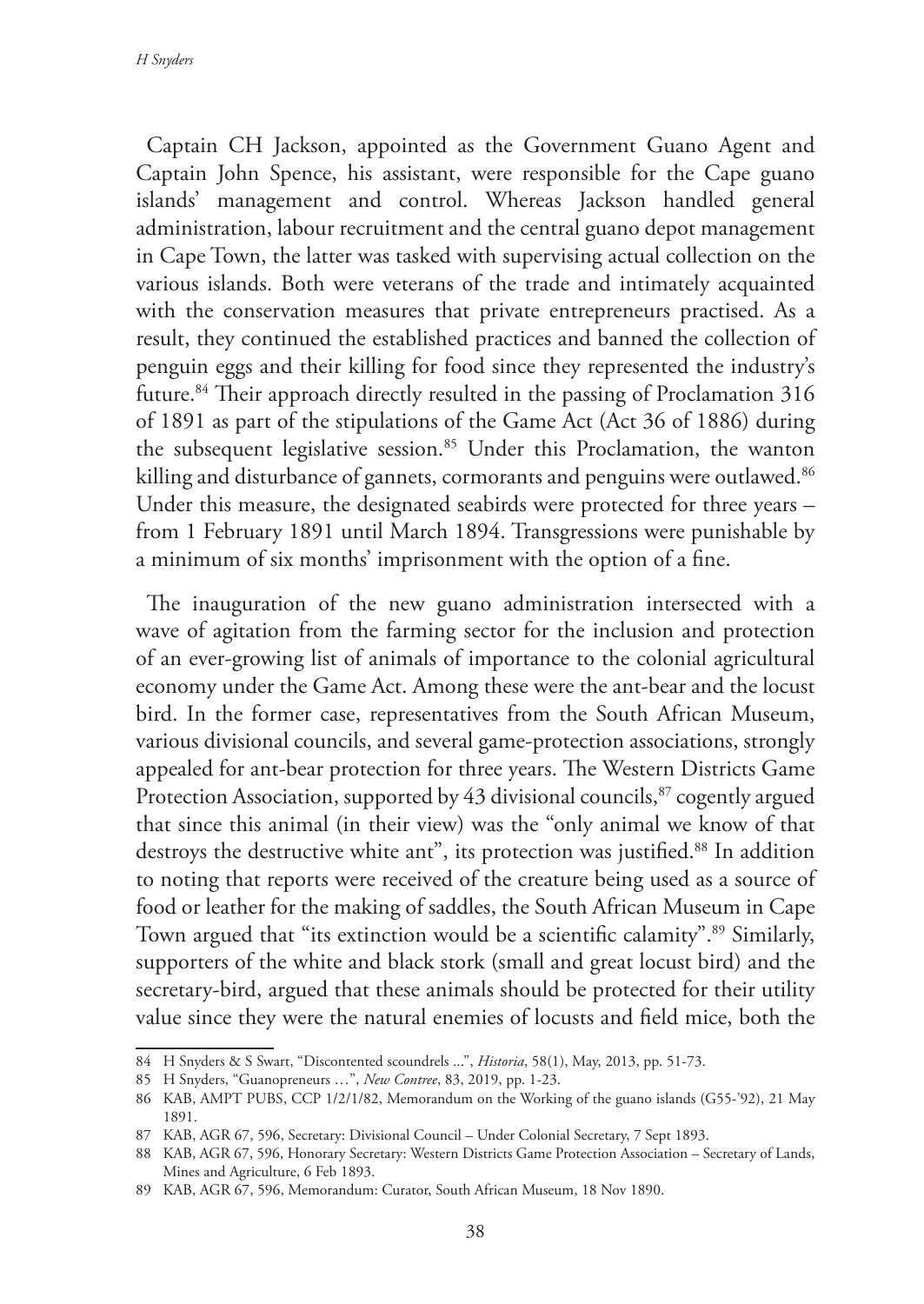Captain CH Jackson, appointed as the Government Guano Agent and Captain John Spence, his assistant, were responsible for the Cape guano islands' management and control. Whereas Jackson handled general administration, labour recruitment and the central guano depot management in Cape Town, the latter was tasked with supervising actual collection on the various islands. Both were veterans of the trade and intimately acquainted with the conservation measures that private entrepreneurs practised. As a result, they continued the established practices and banned the collection of penguin eggs and their killing for food since they represented the industry's future.[84] Their approach directly resulted in the passing of Proclamation 316 of 1891 as part of the stipulations of the Game Act (Act 36 of 1886) during the subsequent legislative session.[85] Under this Proclamation, the wanton killing and disturbance of gannets, cormorants and penguins were outlawed.[86] Under this measure, the designated seabirds were protected for three years – from 1 February 1891 until March 1894. Transgressions were punishable by a minimum of six months' imprisonment with the option of a fine.

The inauguration of the new guano administration intersected with a wave of agitation from the farming sector for the inclusion and protection of an ever-growing list of animals of importance to the colonial agricultural economy under the Game Act. Among these were the ant-bear and the locust bird. In the former case, representatives from the South African Museum, various divisional councils, and several game-protection associations, strongly appealed for ant-bear protection for three years. The Western Districts Game Protection Association, supported by 43 divisional councils,[87] cogently argued that since this animal (in their view) was the "only animal we know of that destroys the destructive white ant", its protection was justified.[88] In addition to noting that reports were received of the creature being used as a source of food or leather for the making of saddles, the South African Museum in Cape Town argued that "its extinction would be a scientific calamity".[89] Similarly, supporters of the white and black stork (small and great locust bird) and the secretary-bird, argued that these animals should be protected for their utility value since they were the natural enemies of locusts and field mice, both the

---

84 H Snyders & S Swart, "Discontented scoundrels ...", *Historia*, 58(1), May, 2013, pp. 51-73.

85 H Snyders, "Guanopreneurs …", *New Contree*, 83, 2019, pp. 1-23.

86 KAB, AMPT PUBS, CCP 1/2/1/82, Memorandum on the Working of the guano islands (G55-'92), 21 May 1891.

87 KAB, AGR 67, 596, Secretary: Divisional Council – Under Colonial Secretary, 7 Sept 1893.

88 KAB, AGR 67, 596, Honorary Secretary: Western Districts Game Protection Association – Secretary of Lands, Mines and Agriculture, 6 Feb 1893.

89 KAB, AGR 67, 596, Memorandum: Curator, South African Museum, 18 Nov 1890.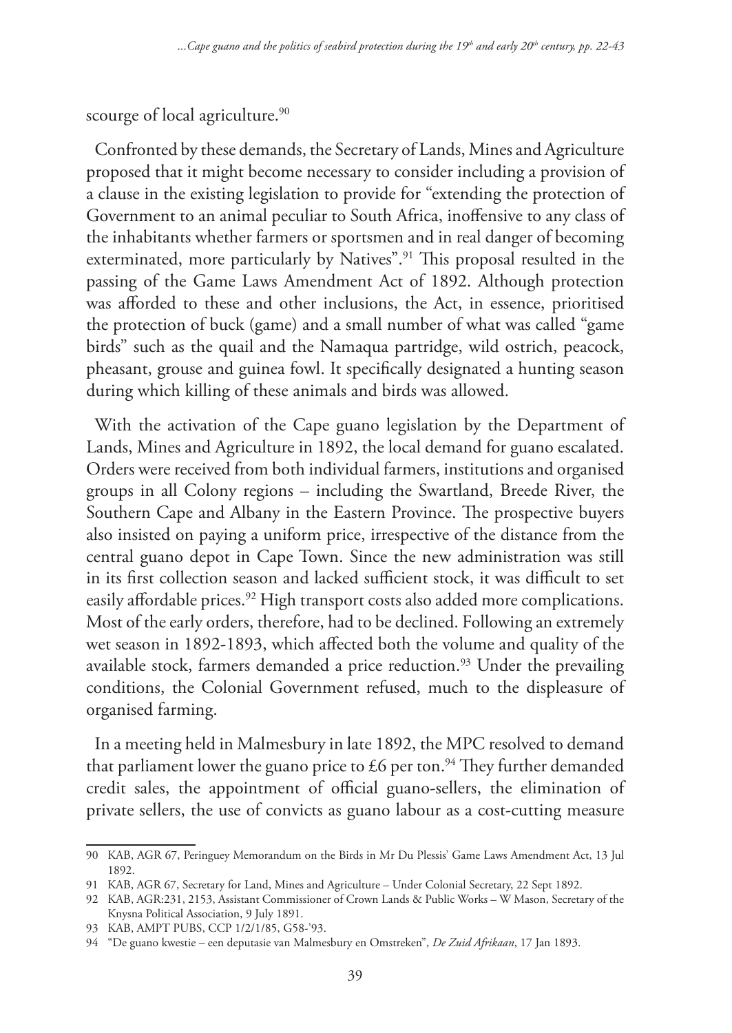scourge of local agriculture.[90]

Confronted by these demands, the Secretary of Lands, Mines and Agriculture proposed that it might become necessary to consider including a provision of a clause in the existing legislation to provide for "extending the protection of Government to an animal peculiar to South Africa, inoffensive to any class of the inhabitants whether farmers or sportsmen and in real danger of becoming exterminated, more particularly by Natives".[91] This proposal resulted in the passing of the Game Laws Amendment Act of 1892. Although protection was afforded to these and other inclusions, the Act, in essence, prioritised the protection of buck (game) and a small number of what was called "game birds" such as the quail and the Namaqua partridge, wild ostrich, peacock, pheasant, grouse and guinea fowl. It specifically designated a hunting season during which killing of these animals and birds was allowed.

With the activation of the Cape guano legislation by the Department of Lands, Mines and Agriculture in 1892, the local demand for guano escalated. Orders were received from both individual farmers, institutions and organised groups in all Colony regions – including the Swartland, Breede River, the Southern Cape and Albany in the Eastern Province. The prospective buyers also insisted on paying a uniform price, irrespective of the distance from the central guano depot in Cape Town. Since the new administration was still in its first collection season and lacked sufficient stock, it was difficult to set easily affordable prices.[92] High transport costs also added more complications. Most of the early orders, therefore, had to be declined. Following an extremely wet season in 1892-1893, which affected both the volume and quality of the available stock, farmers demanded a price reduction.[93] Under the prevailing conditions, the Colonial Government refused, much to the displeasure of organised farming.

In a meeting held in Malmesbury in late 1892, the MPC resolved to demand that parliament lower the guano price to £6 per ton.[94] They further demanded credit sales, the appointment of official guano-sellers, the elimination of private sellers, the use of convicts as guano labour as a cost-cutting measure

---

90 KAB, AGR 67, Peringuey Memorandum on the Birds in Mr Du Plessis' Game Laws Amendment Act, 13 Jul 1892.

91 KAB, AGR 67, Secretary for Land, Mines and Agriculture – Under Colonial Secretary, 22 Sept 1892.

92 KAB, AGR:231, 2153, Assistant Commissioner of Crown Lands & Public Works – W Mason, Secretary of the Knysna Political Association, 9 July 1891.

93 KAB, AMPT PUBS, CCP 1/2/1/85, G58-'93.

94 "De guano kwestie – een deputasie van Malmesbury en Omstreken", *De Zuid Afrikaan*, 17 Jan 1893.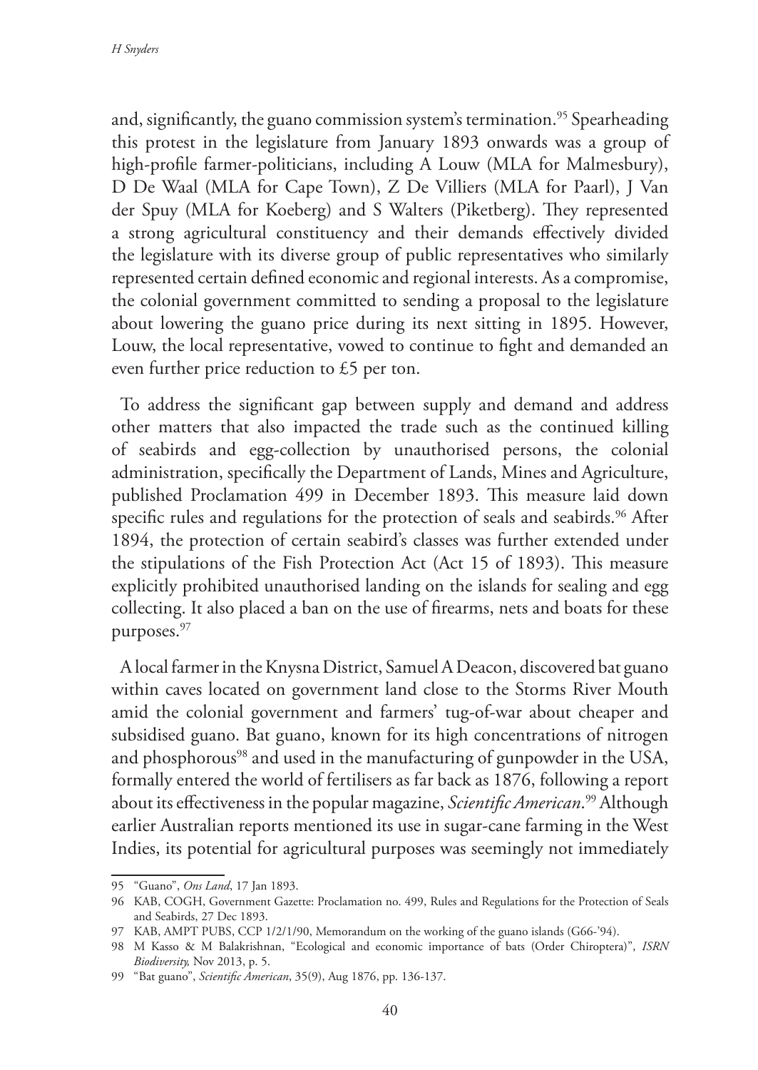and, significantly, the guano commission system's termination.[95] Spearheading this protest in the legislature from January 1893 onwards was a group of high-profile farmer-politicians, including A Louw (MLA for Malmesbury), D De Waal (MLA for Cape Town), Z De Villiers (MLA for Paarl), J Van der Spuy (MLA for Koeberg) and S Walters (Piketberg). They represented a strong agricultural constituency and their demands effectively divided the legislature with its diverse group of public representatives who similarly represented certain defined economic and regional interests. As a compromise, the colonial government committed to sending a proposal to the legislature about lowering the guano price during its next sitting in 1895. However, Louw, the local representative, vowed to continue to fight and demanded an even further price reduction to £5 per ton.

To address the significant gap between supply and demand and address other matters that also impacted the trade such as the continued killing of seabirds and egg-collection by unauthorised persons, the colonial administration, specifically the Department of Lands, Mines and Agriculture, published Proclamation 499 in December 1893. This measure laid down specific rules and regulations for the protection of seals and seabirds.[96] After 1894, the protection of certain seabird's classes was further extended under the stipulations of the Fish Protection Act (Act 15 of 1893). This measure explicitly prohibited unauthorised landing on the islands for sealing and egg collecting. It also placed a ban on the use of firearms, nets and boats for these purposes.[97]

A local farmer in the Knysna District, Samuel A Deacon, discovered bat guano within caves located on government land close to the Storms River Mouth amid the colonial government and farmers' tug-of-war about cheaper and subsidised guano. Bat guano, known for its high concentrations of nitrogen and phosphorous[98] and used in the manufacturing of gunpowder in the USA, formally entered the world of fertilisers as far back as 1876, following a report about its effectiveness in the popular magazine, *Scientific American*.[99] Although earlier Australian reports mentioned its use in sugar-cane farming in the West Indies, its potential for agricultural purposes was seemingly not immediately

95 "Guano", *Ons Land*, 17 Jan 1893.

96 KAB, COGH, Government Gazette: Proclamation no. 499, Rules and Regulations for the Protection of Seals and Seabirds, 27 Dec 1893.

97 KAB, AMPT PUBS, CCP 1/2/1/90, Memorandum on the working of the guano islands (G66-'94).

98 M Kasso & M Balakrishnan, "Ecological and economic importance of bats (Order Chiroptera)", *ISRN Biodiversity,* Nov 2013, p. 5.

99 "Bat guano", *Scientific American*, 35(9), Aug 1876, pp. 136-137.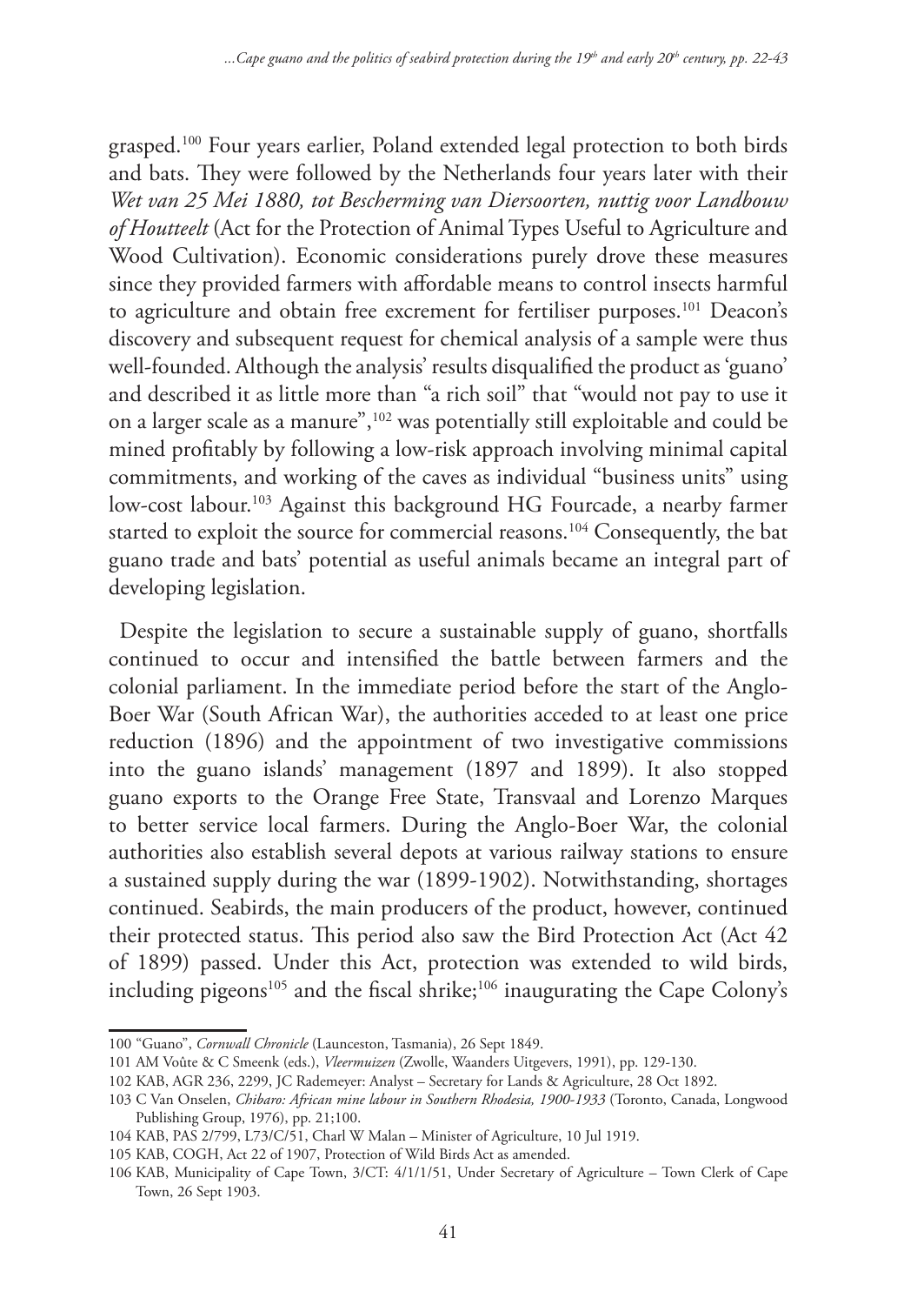grasped.[100] Four years earlier, Poland extended legal protection to both birds and bats. They were followed by the Netherlands four years later with their *Wet van 25 Mei 1880, tot Bescherming van Diersoorten, nuttig voor Landbouw of Houtteelt* (Act for the Protection of Animal Types Useful to Agriculture and Wood Cultivation). Economic considerations purely drove these measures since they provided farmers with affordable means to control insects harmful to agriculture and obtain free excrement for fertiliser purposes.[101] Deacon's discovery and subsequent request for chemical analysis of a sample were thus well-founded. Although the analysis' results disqualified the product as 'guano' and described it as little more than "a rich soil" that "would not pay to use it on a larger scale as a manure",[102] was potentially still exploitable and could be mined profitably by following a low-risk approach involving minimal capital commitments, and working of the caves as individual "business units" using low-cost labour.[103] Against this background HG Fourcade, a nearby farmer started to exploit the source for commercial reasons.[104] Consequently, the bat guano trade and bats' potential as useful animals became an integral part of developing legislation.

Despite the legislation to secure a sustainable supply of guano, shortfalls continued to occur and intensified the battle between farmers and the colonial parliament. In the immediate period before the start of the Anglo-Boer War (South African War), the authorities acceded to at least one price reduction (1896) and the appointment of two investigative commissions into the guano islands' management (1897 and 1899). It also stopped guano exports to the Orange Free State, Transvaal and Lorenzo Marques to better service local farmers. During the Anglo-Boer War, the colonial authorities also establish several depots at various railway stations to ensure a sustained supply during the war (1899-1902). Notwithstanding, shortages continued. Seabirds, the main producers of the product, however, continued their protected status. This period also saw the Bird Protection Act (Act 42 of 1899) passed. Under this Act, protection was extended to wild birds, including pigeons[105] and the fiscal shrike;[106] inaugurating the Cape Colony's

---

100 "Guano", *Cornwall Chronicle* (Launceston, Tasmania), 26 Sept 1849.

101 AM Voûte & C Smeenk (eds.), *Vleermuizen* (Zwolle, Waanders Uitgevers, 1991), pp. 129-130.

102 KAB, AGR 236, 2299, JC Rademeyer: Analyst – Secretary for Lands & Agriculture, 28 Oct 1892.

103 C Van Onselen, *Chibaro: African mine labour in Southern Rhodesia, 1900-1933* (Toronto, Canada, Longwood Publishing Group, 1976), pp. 21;100.

104 KAB, PAS 2/799, L73/C/51, Charl W Malan – Minister of Agriculture, 10 Jul 1919.

105 KAB, COGH, Act 22 of 1907, Protection of Wild Birds Act as amended.

106 KAB, Municipality of Cape Town, 3/CT: 4/1/1/51, Under Secretary of Agriculture – Town Clerk of Cape Town, 26 Sept 1903.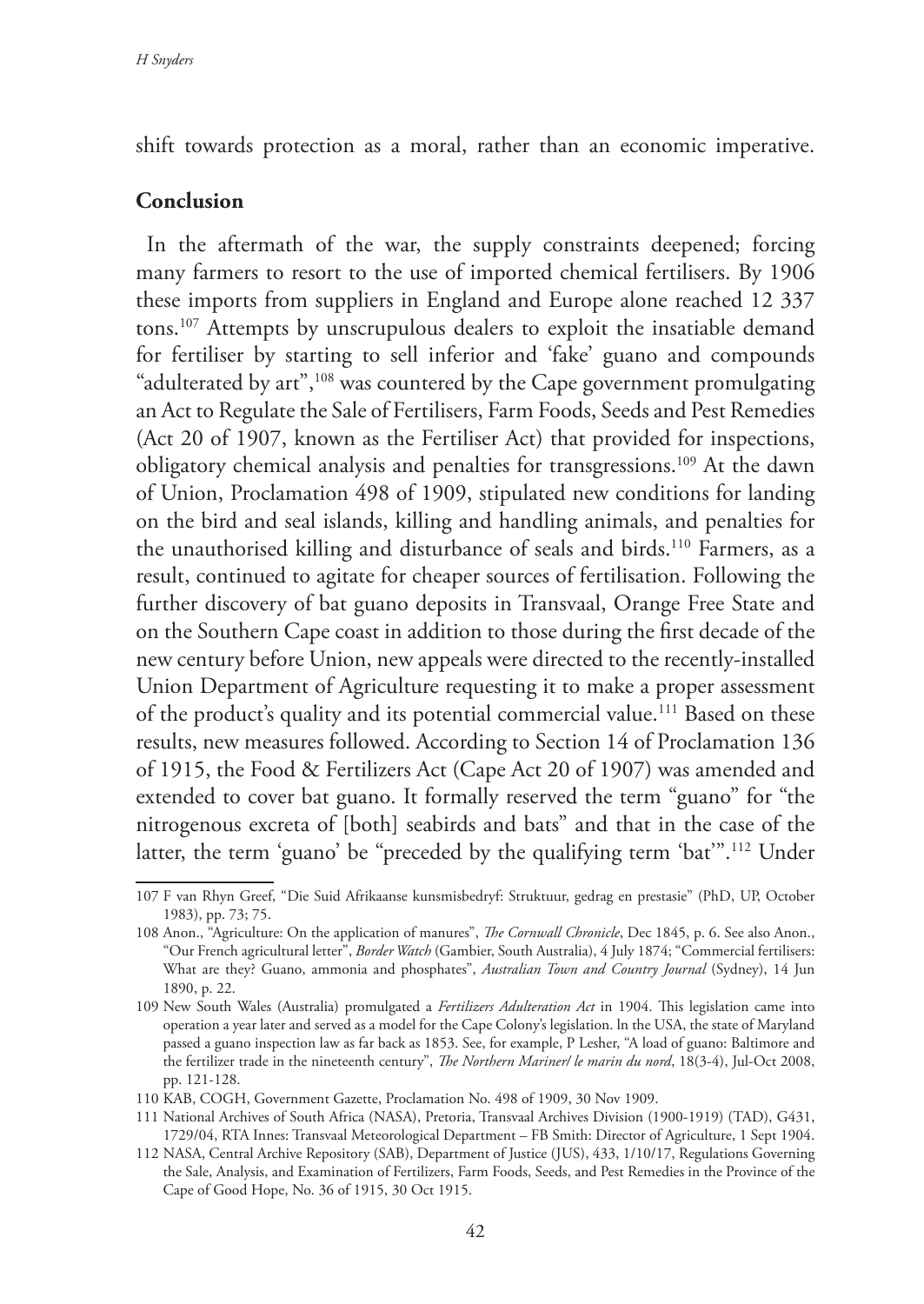shift towards protection as a moral, rather than an economic imperative.

## Conclusion

In the aftermath of the war, the supply constraints deepened; forcing many farmers to resort to the use of imported chemical fertilisers. By 1906 these imports from suppliers in England and Europe alone reached 12 337 tons.[107] Attempts by unscrupulous dealers to exploit the insatiable demand for fertiliser by starting to sell inferior and 'fake' guano and compounds "adulterated by art",[108] was countered by the Cape government promulgating an Act to Regulate the Sale of Fertilisers, Farm Foods, Seeds and Pest Remedies (Act 20 of 1907, known as the Fertiliser Act) that provided for inspections, obligatory chemical analysis and penalties for transgressions.[109] At the dawn of Union, Proclamation 498 of 1909, stipulated new conditions for landing on the bird and seal islands, killing and handling animals, and penalties for the unauthorised killing and disturbance of seals and birds.[110] Farmers, as a result, continued to agitate for cheaper sources of fertilisation. Following the further discovery of bat guano deposits in Transvaal, Orange Free State and on the Southern Cape coast in addition to those during the first decade of the new century before Union, new appeals were directed to the recently-installed Union Department of Agriculture requesting it to make a proper assessment of the product's quality and its potential commercial value.[111] Based on these results, new measures followed. According to Section 14 of Proclamation 136 of 1915, the Food & Fertilizers Act (Cape Act 20 of 1907) was amended and extended to cover bat guano. It formally reserved the term "guano" for "the nitrogenous excreta of [both] seabirds and bats" and that in the case of the latter, the term 'guano' be "preceded by the qualifying term 'bat'".[112] Under

---

107 F van Rhyn Greef, "Die Suid Afrikaanse kunsmisbedryf: Struktuur, gedrag en prestasie" (PhD, UP, October 1983), pp. 73; 75.

108 Anon., "Agriculture: On the application of manures", *The Cornwall Chronicle*, Dec 1845, p. 6. See also Anon., "Our French agricultural letter", *Border Watch* (Gambier, South Australia), 4 July 1874; "Commercial fertilisers: What are they? Guano, ammonia and phosphates", *Australian Town and Country Journal* (Sydney), 14 Jun 1890, p. 22.

109 New South Wales (Australia) promulgated a *Fertilizers Adulteration Act* in 1904. This legislation came into operation a year later and served as a model for the Cape Colony's legislation. In the USA, the state of Maryland passed a guano inspection law as far back as 1853. See, for example, P Lesher, "A load of guano: Baltimore and the fertilizer trade in the nineteenth century", *The Northern Mariner/ le marin du nord*, 18(3-4), Jul-Oct 2008, pp. 121-128.

110 KAB, COGH, Government Gazette, Proclamation No. 498 of 1909, 30 Nov 1909.

111 National Archives of South Africa (NASA), Pretoria, Transvaal Archives Division (1900-1919) (TAD), G431, 1729/04, RTA Innes: Transvaal Meteorological Department – FB Smith: Director of Agriculture, 1 Sept 1904.

112 NASA, Central Archive Repository (SAB), Department of Justice (JUS), 433, 1/10/17, Regulations Governing the Sale, Analysis, and Examination of Fertilizers, Farm Foods, Seeds, and Pest Remedies in the Province of the Cape of Good Hope, No. 36 of 1915, 30 Oct 1915.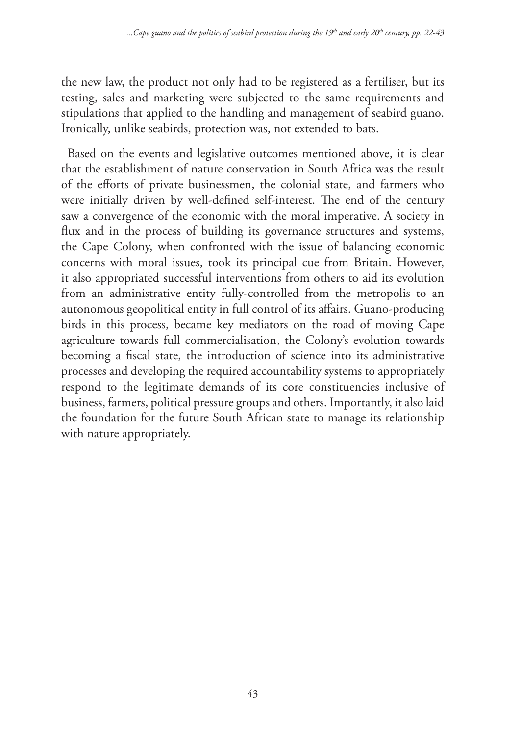the new law, the product not only had to be registered as a fertiliser, but its testing, sales and marketing were subjected to the same requirements and stipulations that applied to the handling and management of seabird guano. Ironically, unlike seabirds, protection was, not extended to bats.

Based on the events and legislative outcomes mentioned above, it is clear that the establishment of nature conservation in South Africa was the result of the efforts of private businessmen, the colonial state, and farmers who were initially driven by well-defined self-interest. The end of the century saw a convergence of the economic with the moral imperative. A society in flux and in the process of building its governance structures and systems, the Cape Colony, when confronted with the issue of balancing economic concerns with moral issues, took its principal cue from Britain. However, it also appropriated successful interventions from others to aid its evolution from an administrative entity fully-controlled from the metropolis to an autonomous geopolitical entity in full control of its affairs. Guano-producing birds in this process, became key mediators on the road of moving Cape agriculture towards full commercialisation, the Colony's evolution towards becoming a fiscal state, the introduction of science into its administrative processes and developing the required accountability systems to appropriately respond to the legitimate demands of its core constituencies inclusive of business, farmers, political pressure groups and others. Importantly, it also laid the foundation for the future South African state to manage its relationship with nature appropriately.